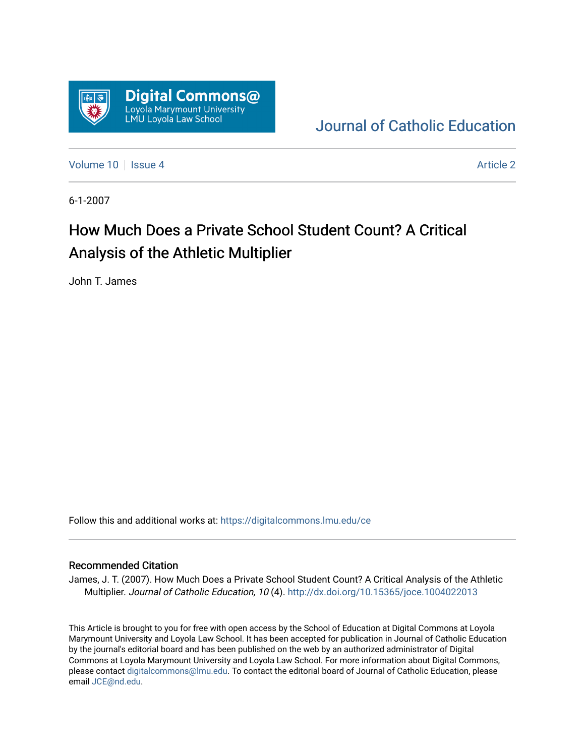Digital Commons@ Loyola Marymount University LMU Loyola Law School

Journal of Catholic Education

Volume 10 | Issue 4 Article 2

6-1-2007

# How Much Does a Private School Student Count? A Critical Analysis of the Athletic Multiplier

John T. James

Follow this and additional works at: https://digitalcommons.lmu.edu/ce

## Recommended Citation

James, J. T. (2007). How Much Does a Private School Student Count? A Critical Analysis of the Athletic Multiplier. *Journal of Catholic Education, 10* (4). http://dx.doi.org/10.15365/joce.1004022013

This Article is brought to you for free with open access by the School of Education at Digital Commons at Loyola Marymount University and Loyola Law School. It has been accepted for publication in Journal of Catholic Education by the journal's editorial board and has been published on the web by an authorized administrator of Digital Commons at Loyola Marymount University and Loyola Law School. For more information about Digital Commons, please contact digitalcommons@lmu.edu. To contact the editorial board of Journal of Catholic Education, please email JCE@nd.edu.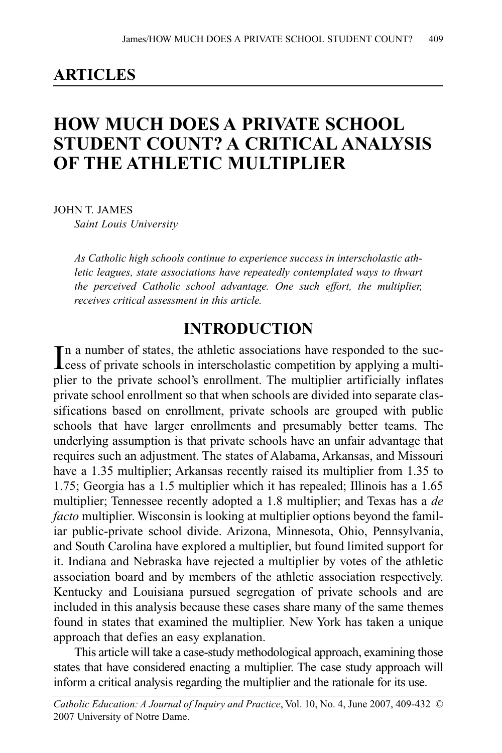## ARTICLES

# HOW MUCH DOES A PRIVATE SCHOOL STUDENT COUNT? A CRITICAL ANALYSIS OF THE ATHLETIC MULTIPLIER

JOHN T. JAMES
*Saint Louis University*

*As Catholic high schools continue to experience success in interscholastic athletic leagues, state associations have repeatedly contemplated ways to thwart the perceived Catholic school advantage. One such effort, the multiplier, receives critical assessment in this article.*

## INTRODUCTION

In a number of states, the athletic associations have responded to the success of private schools in interscholastic competition by applying a multiplier to the private school's enrollment. The multiplier artificially inflates private school enrollment so that when schools are divided into separate classifications based on enrollment, private schools are grouped with public schools that have larger enrollments and presumably better teams. The underlying assumption is that private schools have an unfair advantage that requires such an adjustment. The states of Alabama, Arkansas, and Missouri have a 1.35 multiplier; Arkansas recently raised its multiplier from 1.35 to 1.75; Georgia has a 1.5 multiplier which it has repealed; Illinois has a 1.65 multiplier; Tennessee recently adopted a 1.8 multiplier; and Texas has a *de facto* multiplier. Wisconsin is looking at multiplier options beyond the familiar public-private school divide. Arizona, Minnesota, Ohio, Pennsylvania, and South Carolina have explored a multiplier, but found limited support for it. Indiana and Nebraska have rejected a multiplier by votes of the athletic association board and by members of the athletic association respectively. Kentucky and Louisiana pursued segregation of private schools and are included in this analysis because these cases share many of the same themes found in states that examined the multiplier. New York has taken a unique approach that defies an easy explanation.

This article will take a case-study methodological approach, examining those states that have considered enacting a multiplier. The case study approach will inform a critical analysis regarding the multiplier and the rationale for its use.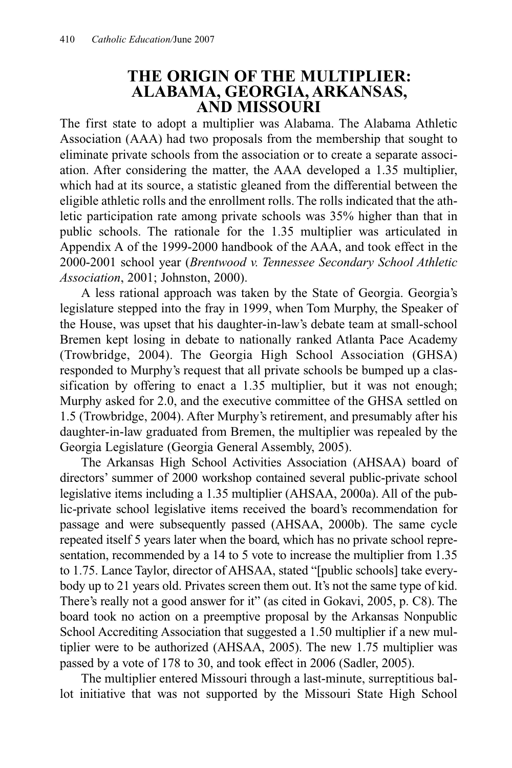## THE ORIGIN OF THE MULTIPLIER: ALABAMA, GEORGIA, ARKANSAS, AND MISSOURI

The first state to adopt a multiplier was Alabama. The Alabama Athletic Association (AAA) had two proposals from the membership that sought to eliminate private schools from the association or to create a separate association. After considering the matter, the AAA developed a 1.35 multiplier, which had at its source, a statistic gleaned from the differential between the eligible athletic rolls and the enrollment rolls. The rolls indicated that the athletic participation rate among private schools was 35% higher than that in public schools. The rationale for the 1.35 multiplier was articulated in Appendix A of the 1999-2000 handbook of the AAA, and took effect in the 2000-2001 school year (*Brentwood v. Tennessee Secondary School Athletic Association*, 2001; Johnston, 2000).

A less rational approach was taken by the State of Georgia. Georgia's legislature stepped into the fray in 1999, when Tom Murphy, the Speaker of the House, was upset that his daughter-in-law's debate team at small-school Bremen kept losing in debate to nationally ranked Atlanta Pace Academy (Trowbridge, 2004). The Georgia High School Association (GHSA) responded to Murphy's request that all private schools be bumped up a classification by offering to enact a 1.35 multiplier, but it was not enough; Murphy asked for 2.0, and the executive committee of the GHSA settled on 1.5 (Trowbridge, 2004). After Murphy's retirement, and presumably after his daughter-in-law graduated from Bremen, the multiplier was repealed by the Georgia Legislature (Georgia General Assembly, 2005).

The Arkansas High School Activities Association (AHSAA) board of directors' summer of 2000 workshop contained several public-private school legislative items including a 1.35 multiplier (AHSAA, 2000a). All of the public-private school legislative items received the board's recommendation for passage and were subsequently passed (AHSAA, 2000b). The same cycle repeated itself 5 years later when the board, which has no private school representation, recommended by a 14 to 5 vote to increase the multiplier from 1.35 to 1.75. Lance Taylor, director of AHSAA, stated "[public schools] take everybody up to 21 years old. Privates screen them out. It's not the same type of kid. There's really not a good answer for it" (as cited in Gokavi, 2005, p. C8). The board took no action on a preemptive proposal by the Arkansas Nonpublic School Accrediting Association that suggested a 1.50 multiplier if a new multiplier were to be authorized (AHSAA, 2005). The new 1.75 multiplier was passed by a vote of 178 to 30, and took effect in 2006 (Sadler, 2005).

The multiplier entered Missouri through a last-minute, surreptitious ballot initiative that was not supported by the Missouri State High School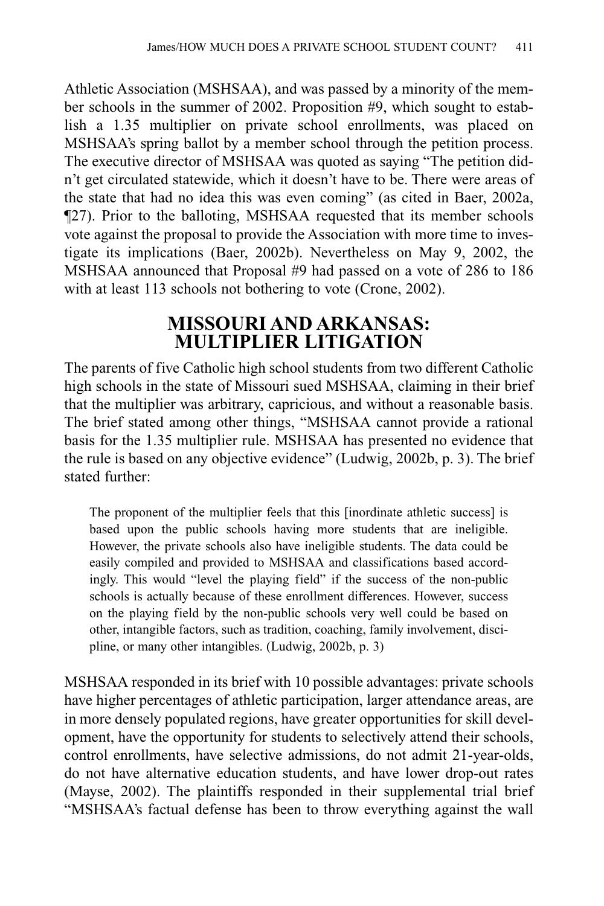Athletic Association (MSHSAA), and was passed by a minority of the member schools in the summer of 2002. Proposition #9, which sought to establish a 1.35 multiplier on private school enrollments, was placed on MSHSAA's spring ballot by a member school through the petition process. The executive director of MSHSAA was quoted as saying "The petition didn't get circulated statewide, which it doesn't have to be. There were areas of the state that had no idea this was even coming" (as cited in Baer, 2002a, ¶27). Prior to the balloting, MSHSAA requested that its member schools vote against the proposal to provide the Association with more time to investigate its implications (Baer, 2002b). Nevertheless on May 9, 2002, the MSHSAA announced that Proposal #9 had passed on a vote of 286 to 186 with at least 113 schools not bothering to vote (Crone, 2002).

## MISSOURI AND ARKANSAS: MULTIPLIER LITIGATION

The parents of five Catholic high school students from two different Catholic high schools in the state of Missouri sued MSHSAA, claiming in their brief that the multiplier was arbitrary, capricious, and without a reasonable basis. The brief stated among other things, "MSHSAA cannot provide a rational basis for the 1.35 multiplier rule. MSHSAA has presented no evidence that the rule is based on any objective evidence" (Ludwig, 2002b, p. 3). The brief stated further:

> The proponent of the multiplier feels that this [inordinate athletic success] is based upon the public schools having more students that are ineligible. However, the private schools also have ineligible students. The data could be easily compiled and provided to MSHSAA and classifications based accordingly. This would "level the playing field" if the success of the non-public schools is actually because of these enrollment differences. However, success on the playing field by the non-public schools very well could be based on other, intangible factors, such as tradition, coaching, family involvement, discipline, or many other intangibles. (Ludwig, 2002b, p. 3)

MSHSAA responded in its brief with 10 possible advantages: private schools have higher percentages of athletic participation, larger attendance areas, are in more densely populated regions, have greater opportunities for skill development, have the opportunity for students to selectively attend their schools, control enrollments, have selective admissions, do not admit 21-year-olds, do not have alternative education students, and have lower drop-out rates (Mayse, 2002). The plaintiffs responded in their supplemental trial brief "MSHSAA's factual defense has been to throw everything against the wall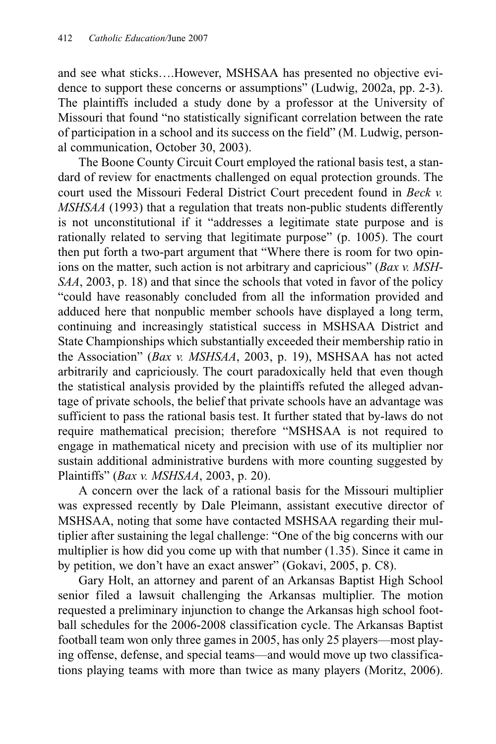and see what sticks….However, MSHSAA has presented no objective evidence to support these concerns or assumptions" (Ludwig, 2002a, pp. 2-3). The plaintiffs included a study done by a professor at the University of Missouri that found "no statistically significant correlation between the rate of participation in a school and its success on the field" (M. Ludwig, personal communication, October 30, 2003).

The Boone County Circuit Court employed the rational basis test, a standard of review for enactments challenged on equal protection grounds. The court used the Missouri Federal District Court precedent found in *Beck v. MSHSAA* (1993) that a regulation that treats non-public students differently is not unconstitutional if it "addresses a legitimate state purpose and is rationally related to serving that legitimate purpose" (p. 1005). The court then put forth a two-part argument that "Where there is room for two opinions on the matter, such action is not arbitrary and capricious" (*Bax v. MSHSAA*, 2003, p. 18) and that since the schools that voted in favor of the policy "could have reasonably concluded from all the information provided and adduced here that nonpublic member schools have displayed a long term, continuing and increasingly statistical success in MSHSAA District and State Championships which substantially exceeded their membership ratio in the Association" (*Bax v. MSHSAA*, 2003, p. 19), MSHSAA has not acted arbitrarily and capriciously. The court paradoxically held that even though the statistical analysis provided by the plaintiffs refuted the alleged advantage of private schools, the belief that private schools have an advantage was sufficient to pass the rational basis test. It further stated that by-laws do not require mathematical precision; therefore "MSHSAA is not required to engage in mathematical nicety and precision with use of its multiplier nor sustain additional administrative burdens with more counting suggested by Plaintiffs" (*Bax v. MSHSAA*, 2003, p. 20).

A concern over the lack of a rational basis for the Missouri multiplier was expressed recently by Dale Pleimann, assistant executive director of MSHSAA, noting that some have contacted MSHSAA regarding their multiplier after sustaining the legal challenge: "One of the big concerns with our multiplier is how did you come up with that number (1.35). Since it came in by petition, we don't have an exact answer" (Gokavi, 2005, p. C8).

Gary Holt, an attorney and parent of an Arkansas Baptist High School senior filed a lawsuit challenging the Arkansas multiplier. The motion requested a preliminary injunction to change the Arkansas high school football schedules for the 2006-2008 classification cycle. The Arkansas Baptist football team won only three games in 2005, has only 25 players—most playing offense, defense, and special teams—and would move up two classifications playing teams with more than twice as many players (Moritz, 2006).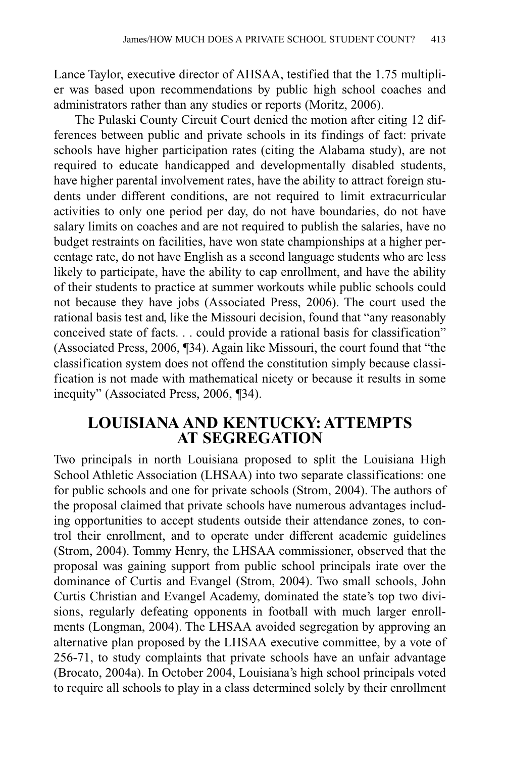Lance Taylor, executive director of AHSAA, testified that the 1.75 multiplier was based upon recommendations by public high school coaches and administrators rather than any studies or reports (Moritz, 2006).

The Pulaski County Circuit Court denied the motion after citing 12 differences between public and private schools in its findings of fact: private schools have higher participation rates (citing the Alabama study), are not required to educate handicapped and developmentally disabled students, have higher parental involvement rates, have the ability to attract foreign students under different conditions, are not required to limit extracurricular activities to only one period per day, do not have boundaries, do not have salary limits on coaches and are not required to publish the salaries, have no budget restraints on facilities, have won state championships at a higher percentage rate, do not have English as a second language students who are less likely to participate, have the ability to cap enrollment, and have the ability of their students to practice at summer workouts while public schools could not because they have jobs (Associated Press, 2006). The court used the rational basis test and, like the Missouri decision, found that "any reasonably conceived state of facts. . . could provide a rational basis for classification" (Associated Press, 2006, ¶34). Again like Missouri, the court found that "the classification system does not offend the constitution simply because classification is not made with mathematical nicety or because it results in some inequity" (Associated Press, 2006, ¶34).

## LOUISIANA AND KENTUCKY: ATTEMPTS AT SEGREGATION

Two principals in north Louisiana proposed to split the Louisiana High School Athletic Association (LHSAA) into two separate classifications: one for public schools and one for private schools (Strom, 2004). The authors of the proposal claimed that private schools have numerous advantages including opportunities to accept students outside their attendance zones, to control their enrollment, and to operate under different academic guidelines (Strom, 2004). Tommy Henry, the LHSAA commissioner, observed that the proposal was gaining support from public school principals irate over the dominance of Curtis and Evangel (Strom, 2004). Two small schools, John Curtis Christian and Evangel Academy, dominated the state's top two divisions, regularly defeating opponents in football with much larger enrollments (Longman, 2004). The LHSAA avoided segregation by approving an alternative plan proposed by the LHSAA executive committee, by a vote of 256-71, to study complaints that private schools have an unfair advantage (Brocato, 2004a). In October 2004, Louisiana's high school principals voted to require all schools to play in a class determined solely by their enrollment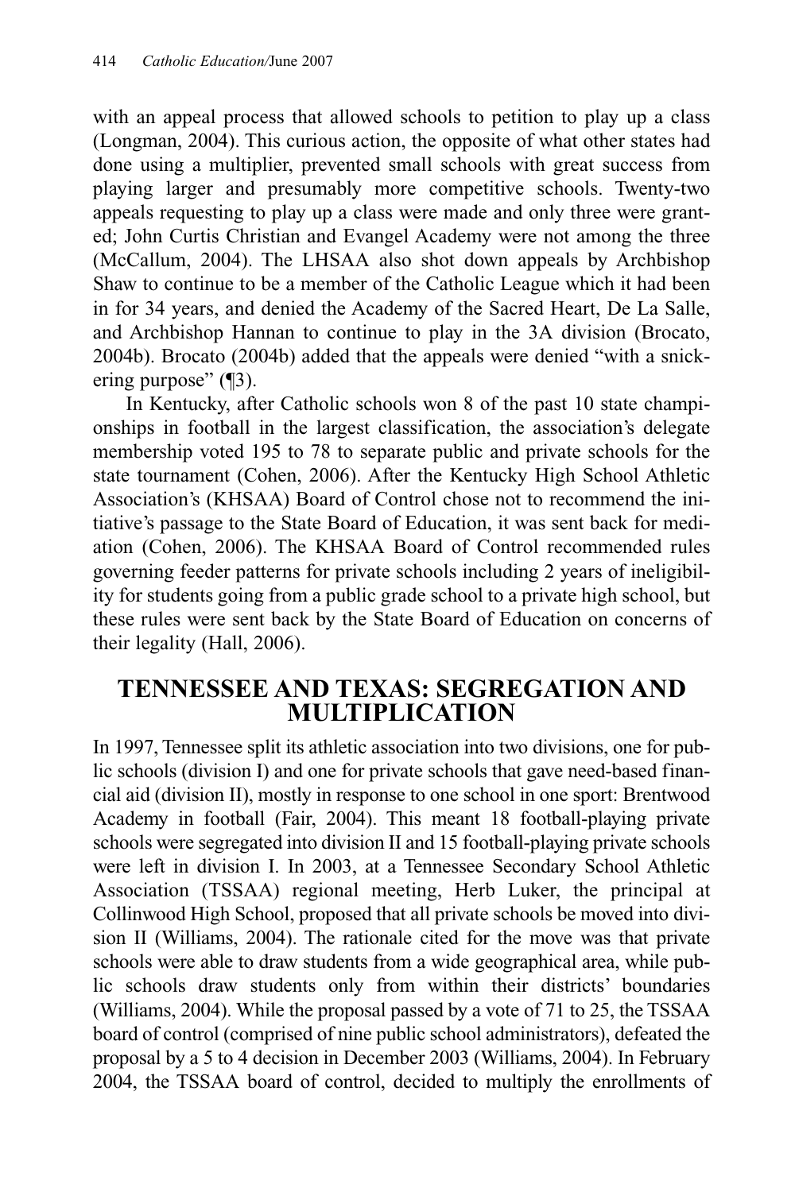with an appeal process that allowed schools to petition to play up a class (Longman, 2004). This curious action, the opposite of what other states had done using a multiplier, prevented small schools with great success from playing larger and presumably more competitive schools. Twenty-two appeals requesting to play up a class were made and only three were granted; John Curtis Christian and Evangel Academy were not among the three (McCallum, 2004). The LHSAA also shot down appeals by Archbishop Shaw to continue to be a member of the Catholic League which it had been in for 34 years, and denied the Academy of the Sacred Heart, De La Salle, and Archbishop Hannan to continue to play in the 3A division (Brocato, 2004b). Brocato (2004b) added that the appeals were denied "with a snickering purpose" (¶3).

In Kentucky, after Catholic schools won 8 of the past 10 state championships in football in the largest classification, the association's delegate membership voted 195 to 78 to separate public and private schools for the state tournament (Cohen, 2006). After the Kentucky High School Athletic Association's (KHSAA) Board of Control chose not to recommend the initiative's passage to the State Board of Education, it was sent back for mediation (Cohen, 2006). The KHSAA Board of Control recommended rules governing feeder patterns for private schools including 2 years of ineligibility for students going from a public grade school to a private high school, but these rules were sent back by the State Board of Education on concerns of their legality (Hall, 2006).

## TENNESSEE AND TEXAS: SEGREGATION AND MULTIPLICATION

In 1997, Tennessee split its athletic association into two divisions, one for public schools (division I) and one for private schools that gave need-based financial aid (division II), mostly in response to one school in one sport: Brentwood Academy in football (Fair, 2004). This meant 18 football-playing private schools were segregated into division II and 15 football-playing private schools were left in division I. In 2003, at a Tennessee Secondary School Athletic Association (TSSAA) regional meeting, Herb Luker, the principal at Collinwood High School, proposed that all private schools be moved into division II (Williams, 2004). The rationale cited for the move was that private schools were able to draw students from a wide geographical area, while public schools draw students only from within their districts' boundaries (Williams, 2004). While the proposal passed by a vote of 71 to 25, the TSSAA board of control (comprised of nine public school administrators), defeated the proposal by a 5 to 4 decision in December 2003 (Williams, 2004). In February 2004, the TSSAA board of control, decided to multiply the enrollments of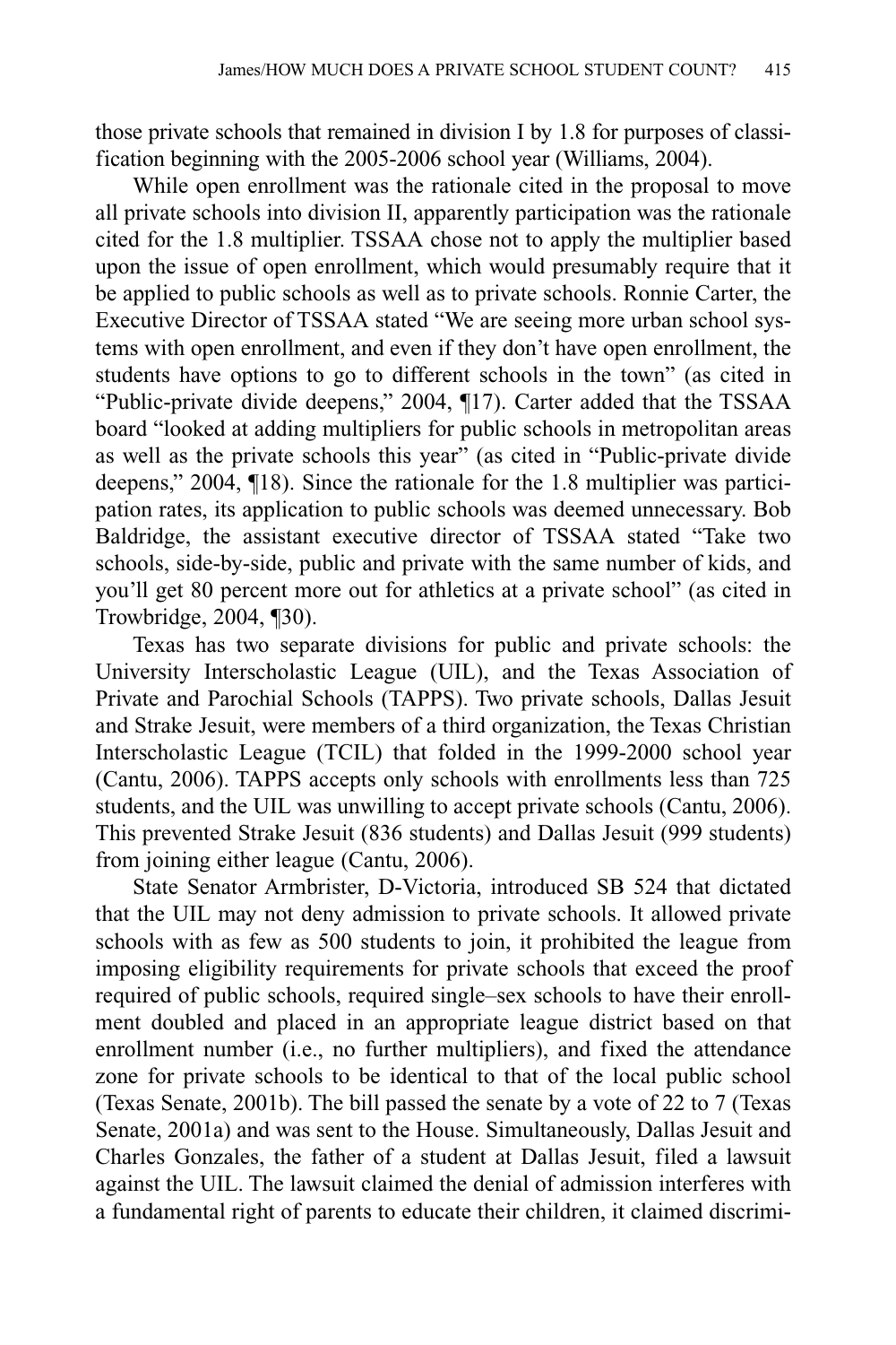those private schools that remained in division I by 1.8 for purposes of classification beginning with the 2005-2006 school year (Williams, 2004).

While open enrollment was the rationale cited in the proposal to move all private schools into division II, apparently participation was the rationale cited for the 1.8 multiplier. TSSAA chose not to apply the multiplier based upon the issue of open enrollment, which would presumably require that it be applied to public schools as well as to private schools. Ronnie Carter, the Executive Director of TSSAA stated "We are seeing more urban school systems with open enrollment, and even if they don't have open enrollment, the students have options to go to different schools in the town" (as cited in "Public-private divide deepens," 2004, ¶17). Carter added that the TSSAA board "looked at adding multipliers for public schools in metropolitan areas as well as the private schools this year" (as cited in "Public-private divide deepens," 2004, ¶18). Since the rationale for the 1.8 multiplier was participation rates, its application to public schools was deemed unnecessary. Bob Baldridge, the assistant executive director of TSSAA stated "Take two schools, side-by-side, public and private with the same number of kids, and you'll get 80 percent more out for athletics at a private school" (as cited in Trowbridge, 2004, ¶30).

Texas has two separate divisions for public and private schools: the University Interscholastic League (UIL), and the Texas Association of Private and Parochial Schools (TAPPS). Two private schools, Dallas Jesuit and Strake Jesuit, were members of a third organization, the Texas Christian Interscholastic League (TCIL) that folded in the 1999-2000 school year (Cantu, 2006). TAPPS accepts only schools with enrollments less than 725 students, and the UIL was unwilling to accept private schools (Cantu, 2006). This prevented Strake Jesuit (836 students) and Dallas Jesuit (999 students) from joining either league (Cantu, 2006).

State Senator Armbrister, D-Victoria, introduced SB 524 that dictated that the UIL may not deny admission to private schools. It allowed private schools with as few as 500 students to join, it prohibited the league from imposing eligibility requirements for private schools that exceed the proof required of public schools, required single–sex schools to have their enrollment doubled and placed in an appropriate league district based on that enrollment number (i.e., no further multipliers), and fixed the attendance zone for private schools to be identical to that of the local public school (Texas Senate, 2001b). The bill passed the senate by a vote of 22 to 7 (Texas Senate, 2001a) and was sent to the House. Simultaneously, Dallas Jesuit and Charles Gonzales, the father of a student at Dallas Jesuit, filed a lawsuit against the UIL. The lawsuit claimed the denial of admission interferes with a fundamental right of parents to educate their children, it claimed discrimi-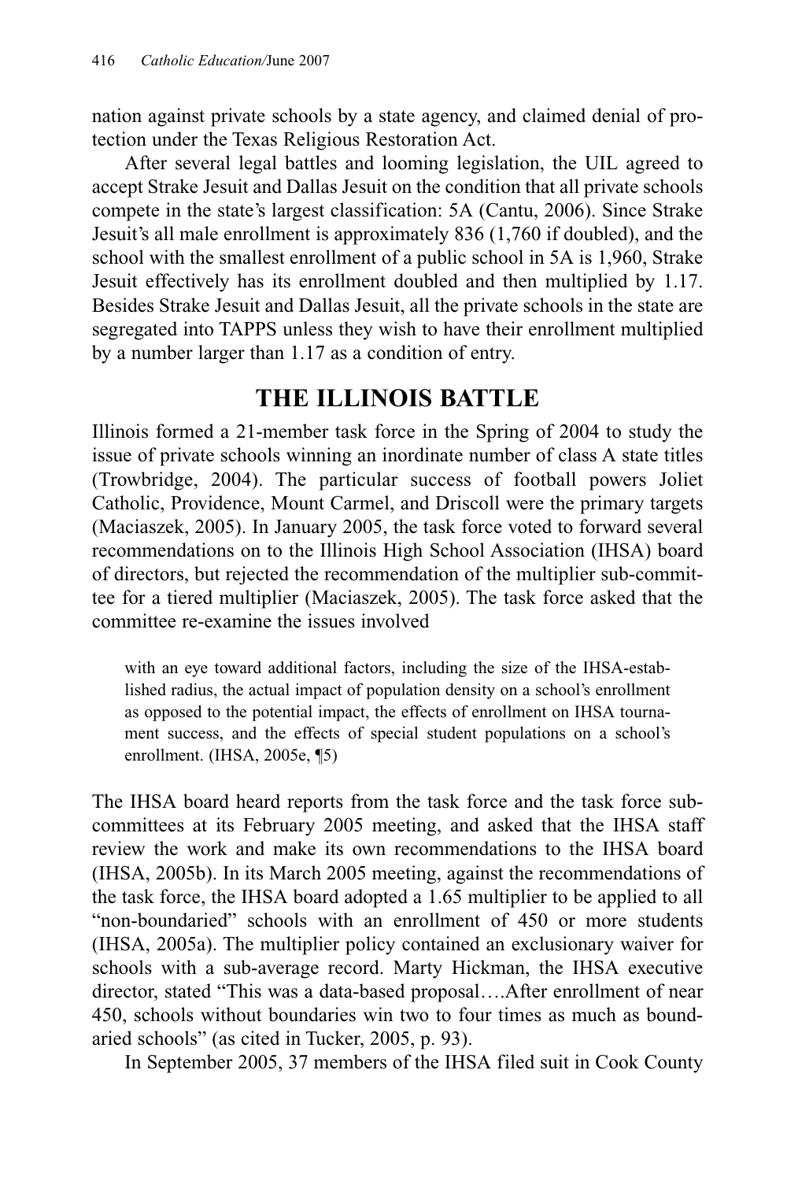nation against private schools by a state agency, and claimed denial of protection under the Texas Religious Restoration Act.

After several legal battles and looming legislation, the UIL agreed to accept Strake Jesuit and Dallas Jesuit on the condition that all private schools compete in the state's largest classification: 5A (Cantu, 2006). Since Strake Jesuit's all male enrollment is approximately 836 (1,760 if doubled), and the school with the smallest enrollment of a public school in 5A is 1,960, Strake Jesuit effectively has its enrollment doubled and then multiplied by 1.17. Besides Strake Jesuit and Dallas Jesuit, all the private schools in the state are segregated into TAPPS unless they wish to have their enrollment multiplied by a number larger than 1.17 as a condition of entry.

## THE ILLINOIS BATTLE

Illinois formed a 21-member task force in the Spring of 2004 to study the issue of private schools winning an inordinate number of class A state titles (Trowbridge, 2004). The particular success of football powers Joliet Catholic, Providence, Mount Carmel, and Driscoll were the primary targets (Maciaszek, 2005). In January 2005, the task force voted to forward several recommendations on to the Illinois High School Association (IHSA) board of directors, but rejected the recommendation of the multiplier sub-committee for a tiered multiplier (Maciaszek, 2005). The task force asked that the committee re-examine the issues involved

> with an eye toward additional factors, including the size of the IHSA-established radius, the actual impact of population density on a school's enrollment as opposed to the potential impact, the effects of enrollment on IHSA tournament success, and the effects of special student populations on a school's enrollment. (IHSA, 2005e, ¶5)

The IHSA board heard reports from the task force and the task force subcommittees at its February 2005 meeting, and asked that the IHSA staff review the work and make its own recommendations to the IHSA board (IHSA, 2005b). In its March 2005 meeting, against the recommendations of the task force, the IHSA board adopted a 1.65 multiplier to be applied to all "non-boundaried" schools with an enrollment of 450 or more students (IHSA, 2005a). The multiplier policy contained an exclusionary waiver for schools with a sub-average record. Marty Hickman, the IHSA executive director, stated "This was a data-based proposal….After enrollment of near 450, schools without boundaries win two to four times as much as boundaried schools" (as cited in Tucker, 2005, p. 93).

In September 2005, 37 members of the IHSA filed suit in Cook County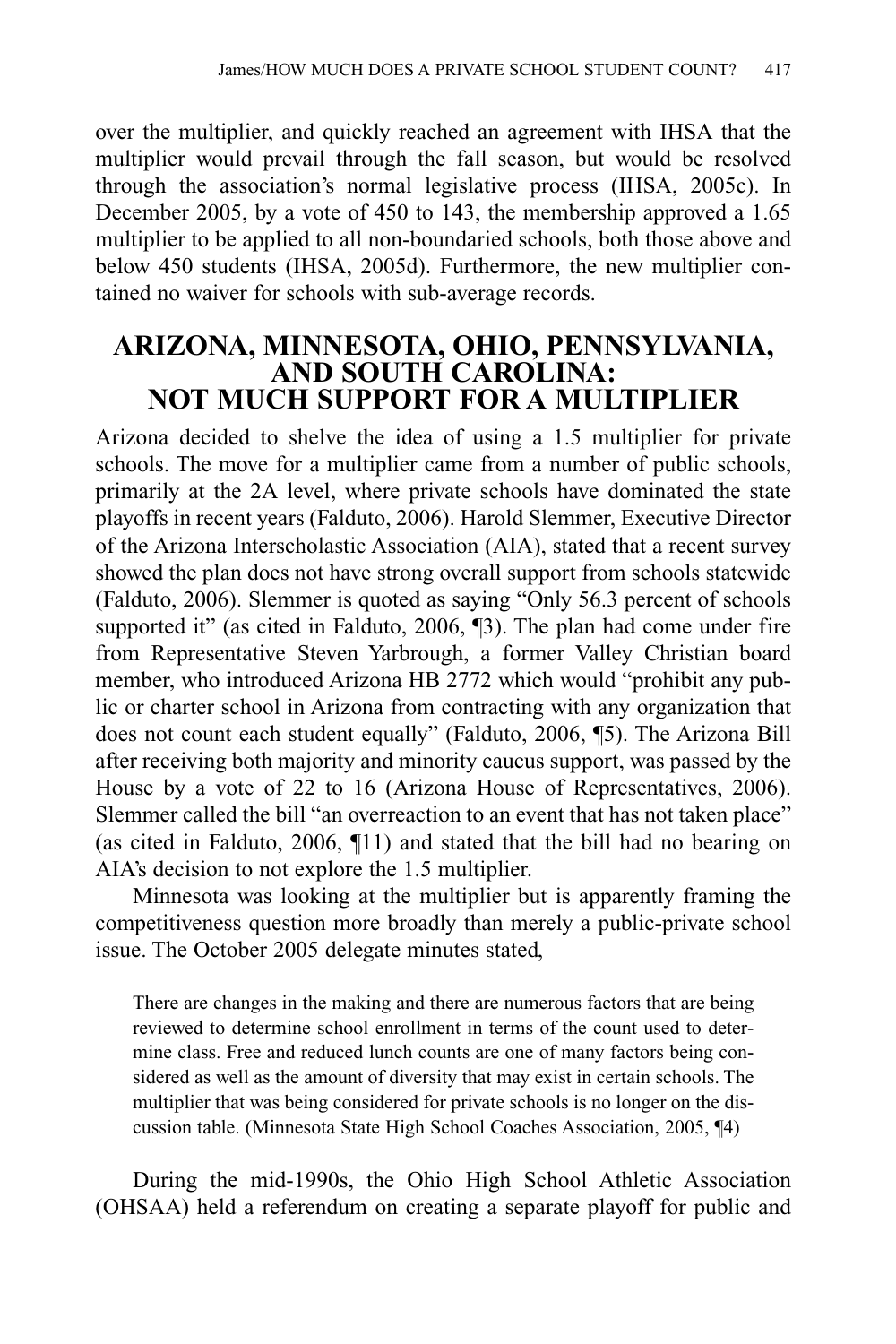over the multiplier, and quickly reached an agreement with IHSA that the multiplier would prevail through the fall season, but would be resolved through the association's normal legislative process (IHSA, 2005c). In December 2005, by a vote of 450 to 143, the membership approved a 1.65 multiplier to be applied to all non-boundaried schools, both those above and below 450 students (IHSA, 2005d). Furthermore, the new multiplier contained no waiver for schools with sub-average records.

## ARIZONA, MINNESOTA, OHIO, PENNSYLVANIA, AND SOUTH CAROLINA: NOT MUCH SUPPORT FOR A MULTIPLIER

Arizona decided to shelve the idea of using a 1.5 multiplier for private schools. The move for a multiplier came from a number of public schools, primarily at the 2A level, where private schools have dominated the state playoffs in recent years (Falduto, 2006). Harold Slemmer, Executive Director of the Arizona Interscholastic Association (AIA), stated that a recent survey showed the plan does not have strong overall support from schools statewide (Falduto, 2006). Slemmer is quoted as saying "Only 56.3 percent of schools supported it" (as cited in Falduto, 2006, ¶3). The plan had come under fire from Representative Steven Yarbrough, a former Valley Christian board member, who introduced Arizona HB 2772 which would "prohibit any public or charter school in Arizona from contracting with any organization that does not count each student equally" (Falduto, 2006, ¶5). The Arizona Bill after receiving both majority and minority caucus support, was passed by the House by a vote of 22 to 16 (Arizona House of Representatives, 2006). Slemmer called the bill "an overreaction to an event that has not taken place" (as cited in Falduto, 2006, ¶11) and stated that the bill had no bearing on AIA's decision to not explore the 1.5 multiplier.

Minnesota was looking at the multiplier but is apparently framing the competitiveness question more broadly than merely a public-private school issue. The October 2005 delegate minutes stated,

> There are changes in the making and there are numerous factors that are being reviewed to determine school enrollment in terms of the count used to determine class. Free and reduced lunch counts are one of many factors being considered as well as the amount of diversity that may exist in certain schools. The multiplier that was being considered for private schools is no longer on the discussion table. (Minnesota State High School Coaches Association, 2005, ¶4)

During the mid-1990s, the Ohio High School Athletic Association (OHSAA) held a referendum on creating a separate playoff for public and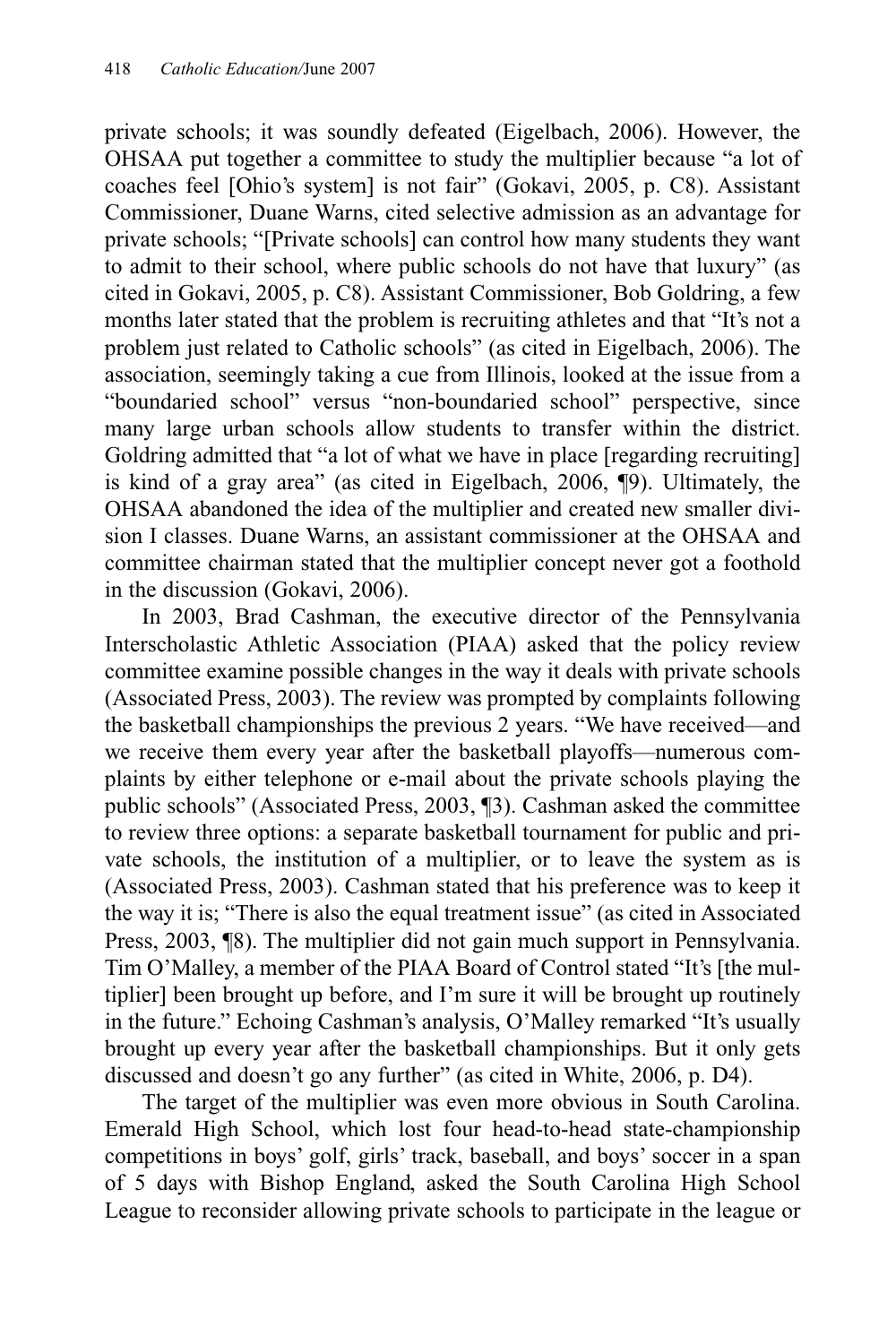private schools; it was soundly defeated (Eigelbach, 2006). However, the OHSAA put together a committee to study the multiplier because "a lot of coaches feel [Ohio's system] is not fair" (Gokavi, 2005, p. C8). Assistant Commissioner, Duane Warns, cited selective admission as an advantage for private schools; "[Private schools] can control how many students they want to admit to their school, where public schools do not have that luxury" (as cited in Gokavi, 2005, p. C8). Assistant Commissioner, Bob Goldring, a few months later stated that the problem is recruiting athletes and that "It's not a problem just related to Catholic schools" (as cited in Eigelbach, 2006). The association, seemingly taking a cue from Illinois, looked at the issue from a "boundaried school" versus "non-boundaried school" perspective, since many large urban schools allow students to transfer within the district. Goldring admitted that "a lot of what we have in place [regarding recruiting] is kind of a gray area" (as cited in Eigelbach, 2006, ¶9). Ultimately, the OHSAA abandoned the idea of the multiplier and created new smaller division I classes. Duane Warns, an assistant commissioner at the OHSAA and committee chairman stated that the multiplier concept never got a foothold in the discussion (Gokavi, 2006).

In 2003, Brad Cashman, the executive director of the Pennsylvania Interscholastic Athletic Association (PIAA) asked that the policy review committee examine possible changes in the way it deals with private schools (Associated Press, 2003). The review was prompted by complaints following the basketball championships the previous 2 years. "We have received—and we receive them every year after the basketball playoffs—numerous complaints by either telephone or e-mail about the private schools playing the public schools" (Associated Press, 2003, ¶3). Cashman asked the committee to review three options: a separate basketball tournament for public and private schools, the institution of a multiplier, or to leave the system as is (Associated Press, 2003). Cashman stated that his preference was to keep it the way it is; "There is also the equal treatment issue" (as cited in Associated Press, 2003, ¶8). The multiplier did not gain much support in Pennsylvania. Tim O'Malley, a member of the PIAA Board of Control stated "It's [the multiplier] been brought up before, and I'm sure it will be brought up routinely in the future." Echoing Cashman's analysis, O'Malley remarked "It's usually brought up every year after the basketball championships. But it only gets discussed and doesn't go any further" (as cited in White, 2006, p. D4).

The target of the multiplier was even more obvious in South Carolina. Emerald High School, which lost four head-to-head state-championship competitions in boys' golf, girls' track, baseball, and boys' soccer in a span of 5 days with Bishop England, asked the South Carolina High School League to reconsider allowing private schools to participate in the league or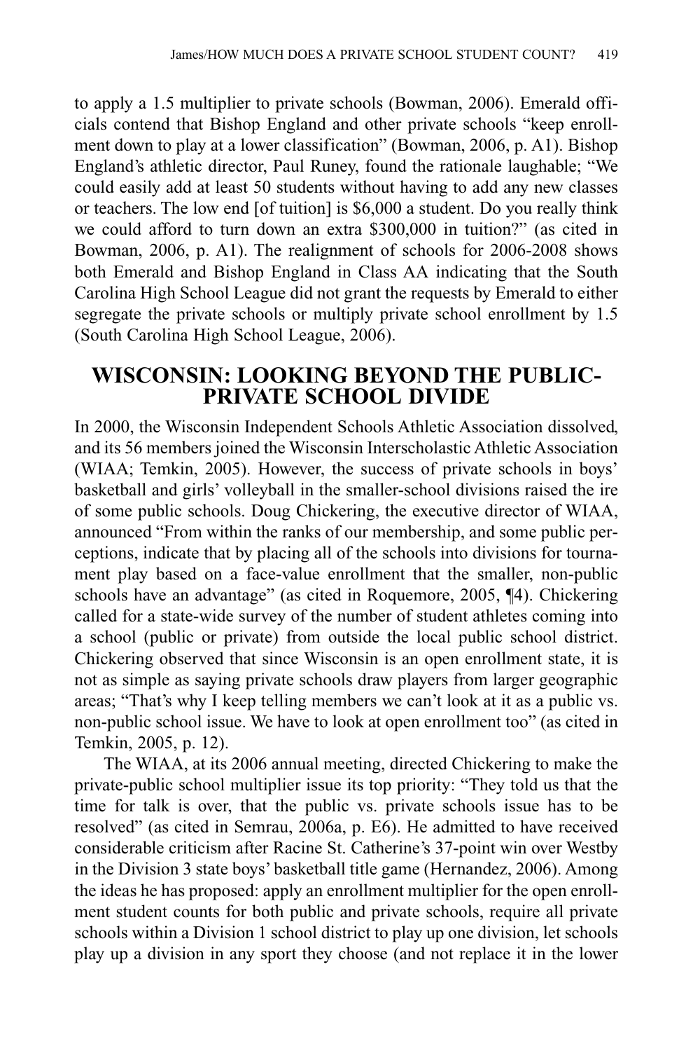to apply a 1.5 multiplier to private schools (Bowman, 2006). Emerald officials contend that Bishop England and other private schools "keep enrollment down to play at a lower classification" (Bowman, 2006, p. A1). Bishop England's athletic director, Paul Runey, found the rationale laughable; "We could easily add at least 50 students without having to add any new classes or teachers. The low end [of tuition] is $6,000 a student. Do you really think we could afford to turn down an extra $300,000 in tuition?" (as cited in Bowman, 2006, p. A1). The realignment of schools for 2006-2008 shows both Emerald and Bishop England in Class AA indicating that the South Carolina High School League did not grant the requests by Emerald to either segregate the private schools or multiply private school enrollment by 1.5 (South Carolina High School League, 2006).

## WISCONSIN: LOOKING BEYOND THE PUBLIC-PRIVATE SCHOOL DIVIDE

In 2000, the Wisconsin Independent Schools Athletic Association dissolved, and its 56 members joined the Wisconsin Interscholastic Athletic Association (WIAA; Temkin, 2005). However, the success of private schools in boys' basketball and girls' volleyball in the smaller-school divisions raised the ire of some public schools. Doug Chickering, the executive director of WIAA, announced "From within the ranks of our membership, and some public perceptions, indicate that by placing all of the schools into divisions for tournament play based on a face-value enrollment that the smaller, non-public schools have an advantage" (as cited in Roquemore, 2005, ¶4). Chickering called for a state-wide survey of the number of student athletes coming into a school (public or private) from outside the local public school district. Chickering observed that since Wisconsin is an open enrollment state, it is not as simple as saying private schools draw players from larger geographic areas; "That's why I keep telling members we can't look at it as a public vs. non-public school issue. We have to look at open enrollment too" (as cited in Temkin, 2005, p. 12).

The WIAA, at its 2006 annual meeting, directed Chickering to make the private-public school multiplier issue its top priority: "They told us that the time for talk is over, that the public vs. private schools issue has to be resolved" (as cited in Semrau, 2006a, p. E6). He admitted to have received considerable criticism after Racine St. Catherine's 37-point win over Westby in the Division 3 state boys' basketball title game (Hernandez, 2006). Among the ideas he has proposed: apply an enrollment multiplier for the open enrollment student counts for both public and private schools, require all private schools within a Division 1 school district to play up one division, let schools play up a division in any sport they choose (and not replace it in the lower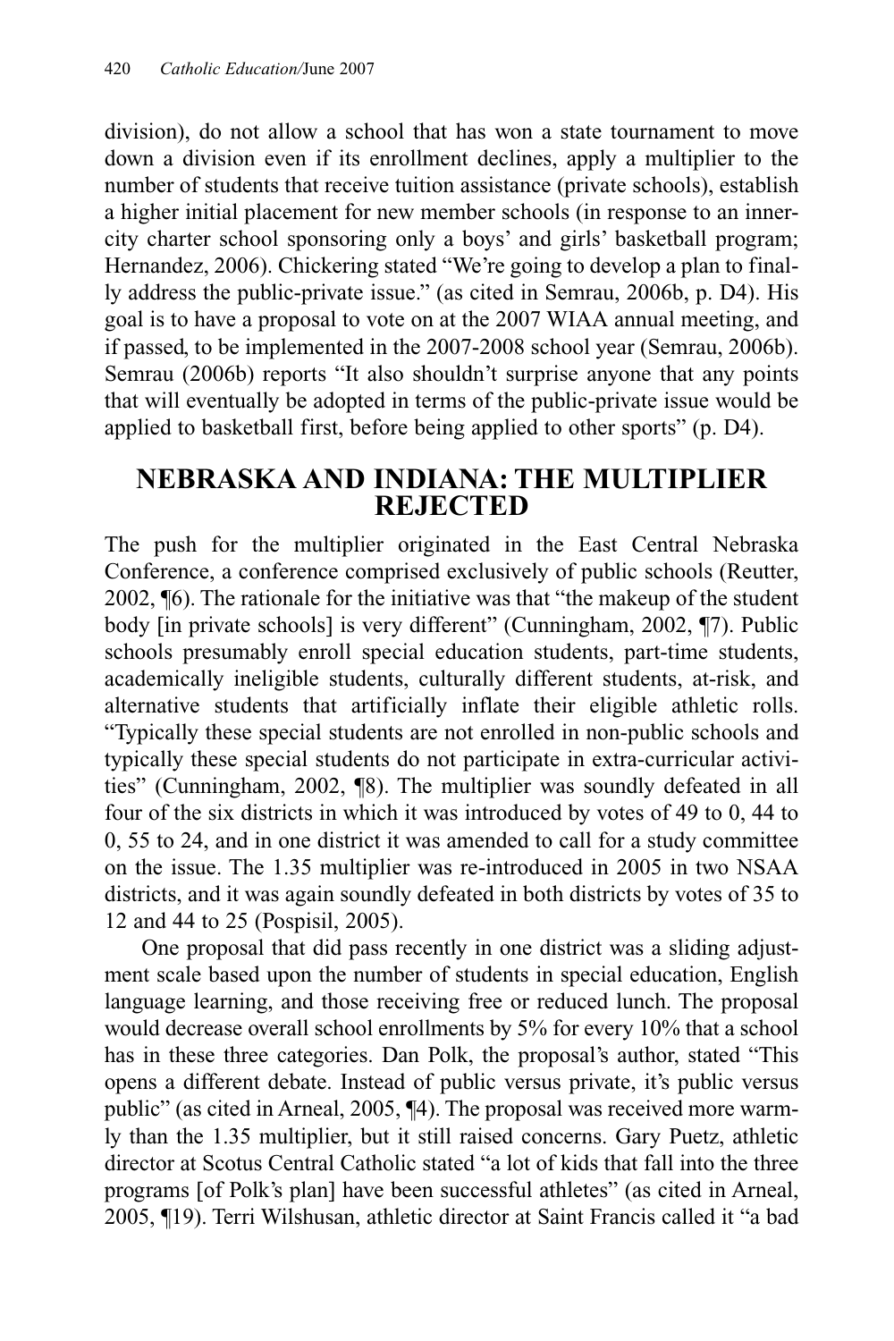division), do not allow a school that has won a state tournament to move down a division even if its enrollment declines, apply a multiplier to the number of students that receive tuition assistance (private schools), establish a higher initial placement for new member schools (in response to an inner-city charter school sponsoring only a boys' and girls' basketball program; Hernandez, 2006). Chickering stated "We're going to develop a plan to finally address the public-private issue." (as cited in Semrau, 2006b, p. D4). His goal is to have a proposal to vote on at the 2007 WIAA annual meeting, and if passed, to be implemented in the 2007-2008 school year (Semrau, 2006b). Semrau (2006b) reports "It also shouldn't surprise anyone that any points that will eventually be adopted in terms of the public-private issue would be applied to basketball first, before being applied to other sports" (p. D4).

## NEBRASKA AND INDIANA: THE MULTIPLIER REJECTED

The push for the multiplier originated in the East Central Nebraska Conference, a conference comprised exclusively of public schools (Reutter, 2002, ¶6). The rationale for the initiative was that "the makeup of the student body [in private schools] is very different" (Cunningham, 2002, ¶7). Public schools presumably enroll special education students, part-time students, academically ineligible students, culturally different students, at-risk, and alternative students that artificially inflate their eligible athletic rolls. "Typically these special students are not enrolled in non-public schools and typically these special students do not participate in extra-curricular activities" (Cunningham, 2002, ¶8). The multiplier was soundly defeated in all four of the six districts in which it was introduced by votes of 49 to 0, 44 to 0, 55 to 24, and in one district it was amended to call for a study committee on the issue. The 1.35 multiplier was re-introduced in 2005 in two NSAA districts, and it was again soundly defeated in both districts by votes of 35 to 12 and 44 to 25 (Pospisil, 2005).

One proposal that did pass recently in one district was a sliding adjustment scale based upon the number of students in special education, English language learning, and those receiving free or reduced lunch. The proposal would decrease overall school enrollments by 5% for every 10% that a school has in these three categories. Dan Polk, the proposal's author, stated "This opens a different debate. Instead of public versus private, it's public versus public" (as cited in Arneal, 2005, ¶4). The proposal was received more warmly than the 1.35 multiplier, but it still raised concerns. Gary Puetz, athletic director at Scotus Central Catholic stated "a lot of kids that fall into the three programs [of Polk's plan] have been successful athletes" (as cited in Arneal, 2005, ¶19). Terri Wilshusan, athletic director at Saint Francis called it "a bad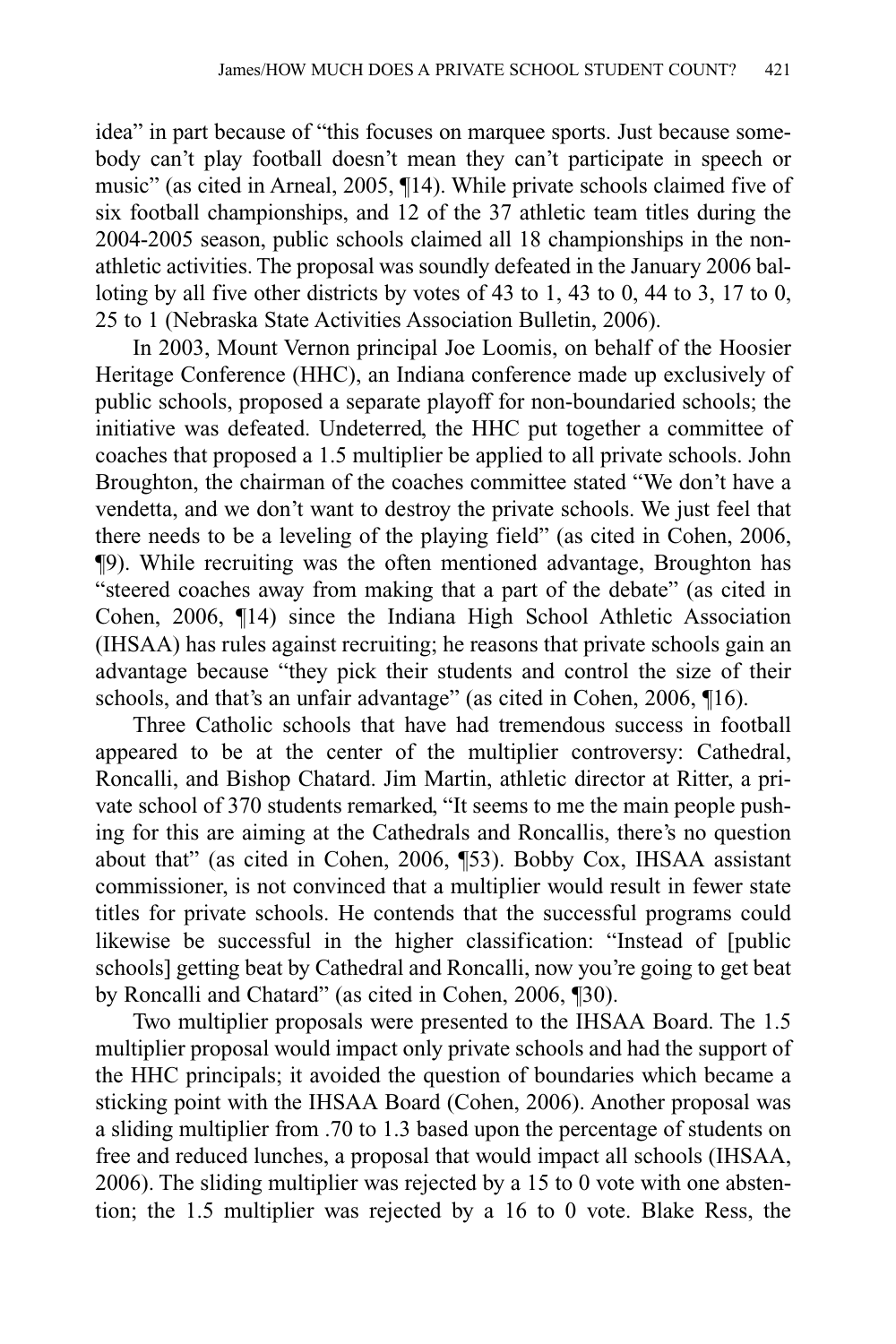idea" in part because of "this focuses on marquee sports. Just because somebody can't play football doesn't mean they can't participate in speech or music" (as cited in Arneal, 2005, ¶14). While private schools claimed five of six football championships, and 12 of the 37 athletic team titles during the 2004-2005 season, public schools claimed all 18 championships in the non-athletic activities. The proposal was soundly defeated in the January 2006 balloting by all five other districts by votes of 43 to 1, 43 to 0, 44 to 3, 17 to 0, 25 to 1 (Nebraska State Activities Association Bulletin, 2006).

In 2003, Mount Vernon principal Joe Loomis, on behalf of the Hoosier Heritage Conference (HHC), an Indiana conference made up exclusively of public schools, proposed a separate playoff for non-boundaried schools; the initiative was defeated. Undeterred, the HHC put together a committee of coaches that proposed a 1.5 multiplier be applied to all private schools. John Broughton, the chairman of the coaches committee stated "We don't have a vendetta, and we don't want to destroy the private schools. We just feel that there needs to be a leveling of the playing field" (as cited in Cohen, 2006, ¶9). While recruiting was the often mentioned advantage, Broughton has "steered coaches away from making that a part of the debate" (as cited in Cohen, 2006, ¶14) since the Indiana High School Athletic Association (IHSAA) has rules against recruiting; he reasons that private schools gain an advantage because "they pick their students and control the size of their schools, and that's an unfair advantage" (as cited in Cohen, 2006, ¶16).

Three Catholic schools that have had tremendous success in football appeared to be at the center of the multiplier controversy: Cathedral, Roncalli, and Bishop Chatard. Jim Martin, athletic director at Ritter, a private school of 370 students remarked, "It seems to me the main people pushing for this are aiming at the Cathedrals and Roncallis, there's no question about that" (as cited in Cohen, 2006, ¶53). Bobby Cox, IHSAA assistant commissioner, is not convinced that a multiplier would result in fewer state titles for private schools. He contends that the successful programs could likewise be successful in the higher classification: "Instead of [public schools] getting beat by Cathedral and Roncalli, now you're going to get beat by Roncalli and Chatard" (as cited in Cohen, 2006, ¶30).

Two multiplier proposals were presented to the IHSAA Board. The 1.5 multiplier proposal would impact only private schools and had the support of the HHC principals; it avoided the question of boundaries which became a sticking point with the IHSAA Board (Cohen, 2006). Another proposal was a sliding multiplier from .70 to 1.3 based upon the percentage of students on free and reduced lunches, a proposal that would impact all schools (IHSAA, 2006). The sliding multiplier was rejected by a 15 to 0 vote with one abstention; the 1.5 multiplier was rejected by a 16 to 0 vote. Blake Ress, the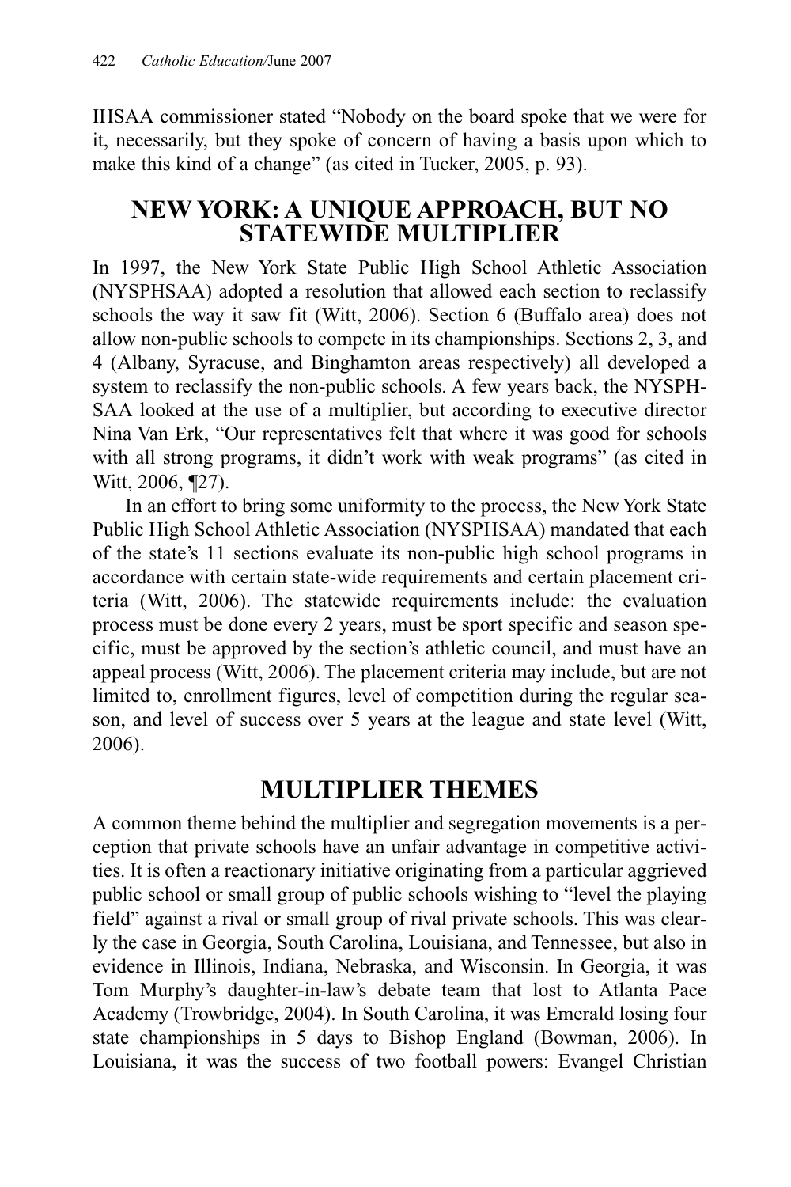IHSAA commissioner stated "Nobody on the board spoke that we were for it, necessarily, but they spoke of concern of having a basis upon which to make this kind of a change" (as cited in Tucker, 2005, p. 93).

## NEW YORK: A UNIQUE APPROACH, BUT NO STATEWIDE MULTIPLIER

In 1997, the New York State Public High School Athletic Association (NYSPHSAA) adopted a resolution that allowed each section to reclassify schools the way it saw fit (Witt, 2006). Section 6 (Buffalo area) does not allow non-public schools to compete in its championships. Sections 2, 3, and 4 (Albany, Syracuse, and Binghamton areas respectively) all developed a system to reclassify the non-public schools. A few years back, the NYSPHSAA looked at the use of a multiplier, but according to executive director Nina Van Erk, "Our representatives felt that where it was good for schools with all strong programs, it didn't work with weak programs" (as cited in Witt, 2006, ¶27).

In an effort to bring some uniformity to the process, the New York State Public High School Athletic Association (NYSPHSAA) mandated that each of the state's 11 sections evaluate its non-public high school programs in accordance with certain state-wide requirements and certain placement criteria (Witt, 2006). The statewide requirements include: the evaluation process must be done every 2 years, must be sport specific and season specific, must be approved by the section's athletic council, and must have an appeal process (Witt, 2006). The placement criteria may include, but are not limited to, enrollment figures, level of competition during the regular season, and level of success over 5 years at the league and state level (Witt, 2006).

## MULTIPLIER THEMES

A common theme behind the multiplier and segregation movements is a perception that private schools have an unfair advantage in competitive activities. It is often a reactionary initiative originating from a particular aggrieved public school or small group of public schools wishing to "level the playing field" against a rival or small group of rival private schools. This was clearly the case in Georgia, South Carolina, Louisiana, and Tennessee, but also in evidence in Illinois, Indiana, Nebraska, and Wisconsin. In Georgia, it was Tom Murphy's daughter-in-law's debate team that lost to Atlanta Pace Academy (Trowbridge, 2004). In South Carolina, it was Emerald losing four state championships in 5 days to Bishop England (Bowman, 2006). In Louisiana, it was the success of two football powers: Evangel Christian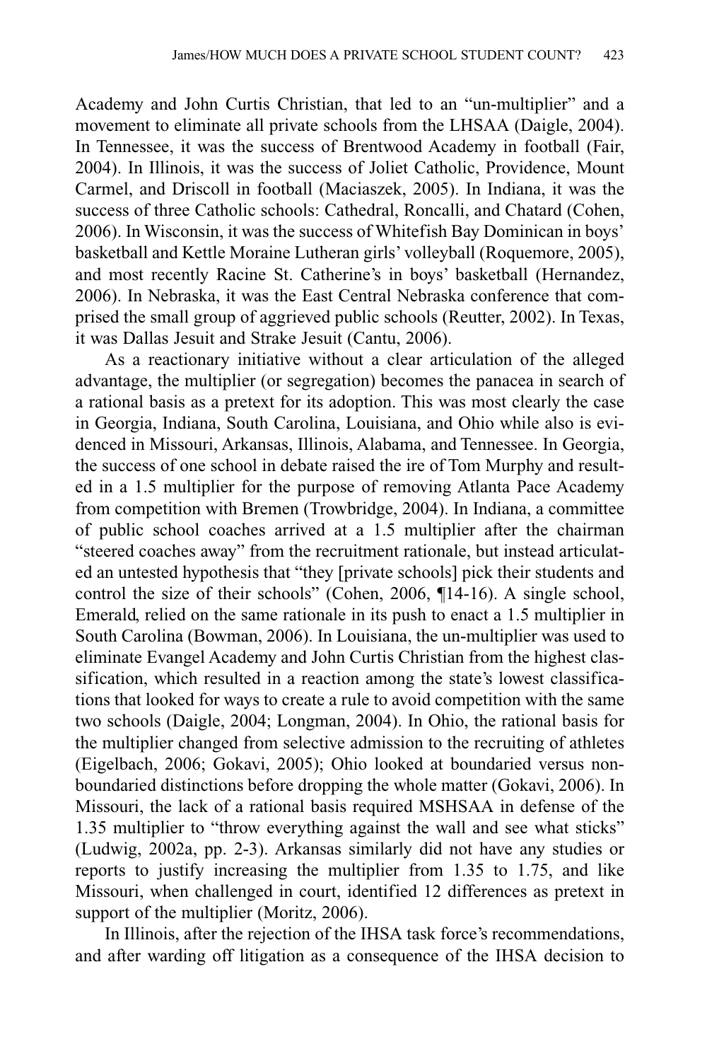Academy and John Curtis Christian, that led to an "un-multiplier" and a movement to eliminate all private schools from the LHSAA (Daigle, 2004). In Tennessee, it was the success of Brentwood Academy in football (Fair, 2004). In Illinois, it was the success of Joliet Catholic, Providence, Mount Carmel, and Driscoll in football (Maciaszek, 2005). In Indiana, it was the success of three Catholic schools: Cathedral, Roncalli, and Chatard (Cohen, 2006). In Wisconsin, it was the success of Whitefish Bay Dominican in boys' basketball and Kettle Moraine Lutheran girls' volleyball (Roquemore, 2005), and most recently Racine St. Catherine's in boys' basketball (Hernandez, 2006). In Nebraska, it was the East Central Nebraska conference that comprised the small group of aggrieved public schools (Reutter, 2002). In Texas, it was Dallas Jesuit and Strake Jesuit (Cantu, 2006).

As a reactionary initiative without a clear articulation of the alleged advantage, the multiplier (or segregation) becomes the panacea in search of a rational basis as a pretext for its adoption. This was most clearly the case in Georgia, Indiana, South Carolina, Louisiana, and Ohio while also is evidenced in Missouri, Arkansas, Illinois, Alabama, and Tennessee. In Georgia, the success of one school in debate raised the ire of Tom Murphy and resulted in a 1.5 multiplier for the purpose of removing Atlanta Pace Academy from competition with Bremen (Trowbridge, 2004). In Indiana, a committee of public school coaches arrived at a 1.5 multiplier after the chairman "steered coaches away" from the recruitment rationale, but instead articulated an untested hypothesis that "they [private schools] pick their students and control the size of their schools" (Cohen, 2006, ¶14-16). A single school, Emerald, relied on the same rationale in its push to enact a 1.5 multiplier in South Carolina (Bowman, 2006). In Louisiana, the un-multiplier was used to eliminate Evangel Academy and John Curtis Christian from the highest classification, which resulted in a reaction among the state's lowest classifications that looked for ways to create a rule to avoid competition with the same two schools (Daigle, 2004; Longman, 2004). In Ohio, the rational basis for the multiplier changed from selective admission to the recruiting of athletes (Eigelbach, 2006; Gokavi, 2005); Ohio looked at boundaried versus non-boundaried distinctions before dropping the whole matter (Gokavi, 2006). In Missouri, the lack of a rational basis required MSHSAA in defense of the 1.35 multiplier to "throw everything against the wall and see what sticks" (Ludwig, 2002a, pp. 2-3). Arkansas similarly did not have any studies or reports to justify increasing the multiplier from 1.35 to 1.75, and like Missouri, when challenged in court, identified 12 differences as pretext in support of the multiplier (Moritz, 2006).

In Illinois, after the rejection of the IHSA task force's recommendations, and after warding off litigation as a consequence of the IHSA decision to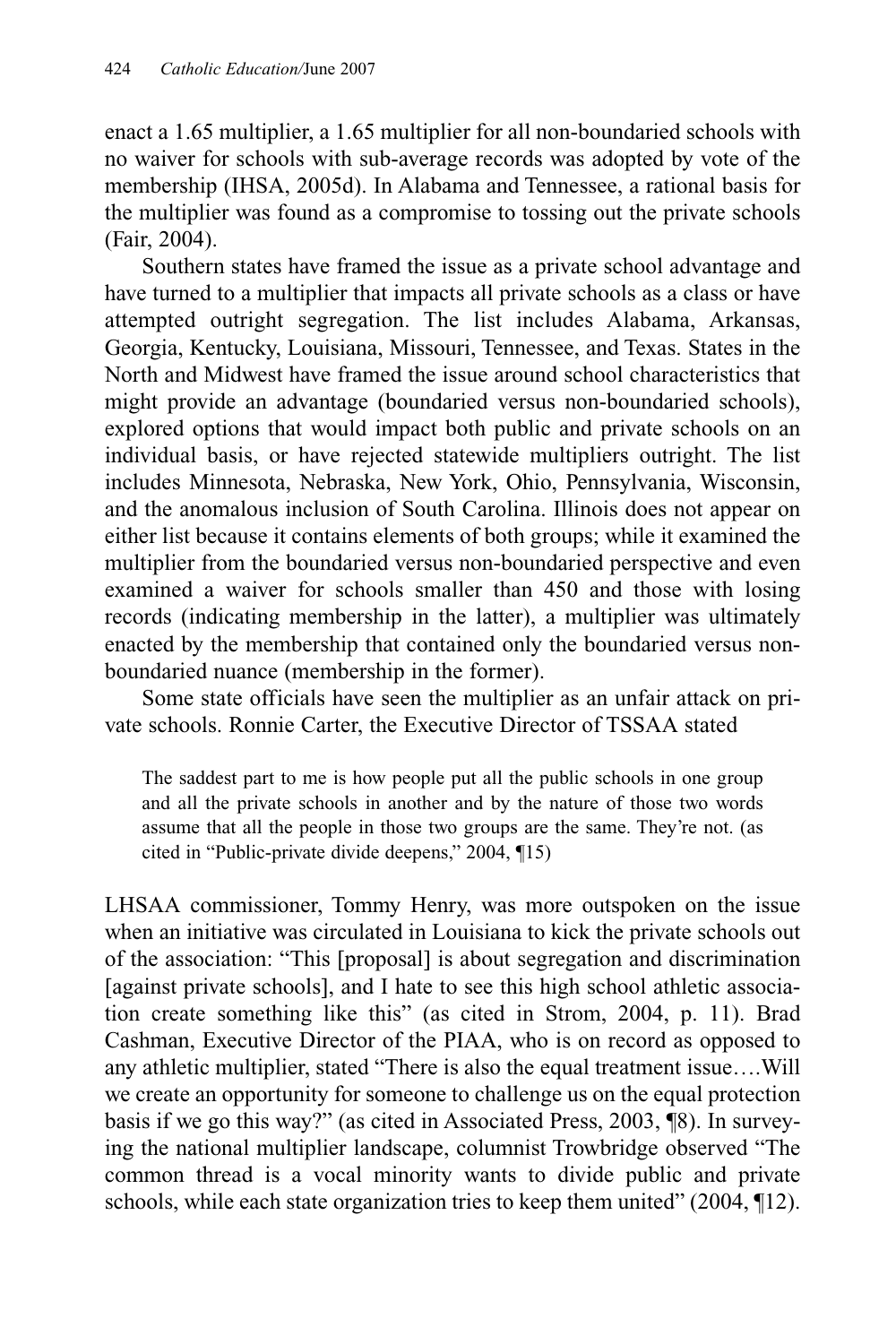enact a 1.65 multiplier, a 1.65 multiplier for all non-boundaried schools with no waiver for schools with sub-average records was adopted by vote of the membership (IHSA, 2005d). In Alabama and Tennessee, a rational basis for the multiplier was found as a compromise to tossing out the private schools (Fair, 2004).

Southern states have framed the issue as a private school advantage and have turned to a multiplier that impacts all private schools as a class or have attempted outright segregation. The list includes Alabama, Arkansas, Georgia, Kentucky, Louisiana, Missouri, Tennessee, and Texas. States in the North and Midwest have framed the issue around school characteristics that might provide an advantage (boundaried versus non-boundaried schools), explored options that would impact both public and private schools on an individual basis, or have rejected statewide multipliers outright. The list includes Minnesota, Nebraska, New York, Ohio, Pennsylvania, Wisconsin, and the anomalous inclusion of South Carolina. Illinois does not appear on either list because it contains elements of both groups; while it examined the multiplier from the boundaried versus non-boundaried perspective and even examined a waiver for schools smaller than 450 and those with losing records (indicating membership in the latter), a multiplier was ultimately enacted by the membership that contained only the boundaried versus non-boundaried nuance (membership in the former).

Some state officials have seen the multiplier as an unfair attack on private schools. Ronnie Carter, the Executive Director of TSSAA stated

> The saddest part to me is how people put all the public schools in one group and all the private schools in another and by the nature of those two words assume that all the people in those two groups are the same. They're not. (as cited in "Public-private divide deepens," 2004, ¶15)

LHSAA commissioner, Tommy Henry, was more outspoken on the issue when an initiative was circulated in Louisiana to kick the private schools out of the association: "This [proposal] is about segregation and discrimination [against private schools], and I hate to see this high school athletic association create something like this" (as cited in Strom, 2004, p. 11). Brad Cashman, Executive Director of the PIAA, who is on record as opposed to any athletic multiplier, stated "There is also the equal treatment issue….Will we create an opportunity for someone to challenge us on the equal protection basis if we go this way?" (as cited in Associated Press, 2003, ¶8). In surveying the national multiplier landscape, columnist Trowbridge observed "The common thread is a vocal minority wants to divide public and private schools, while each state organization tries to keep them united" (2004, ¶12).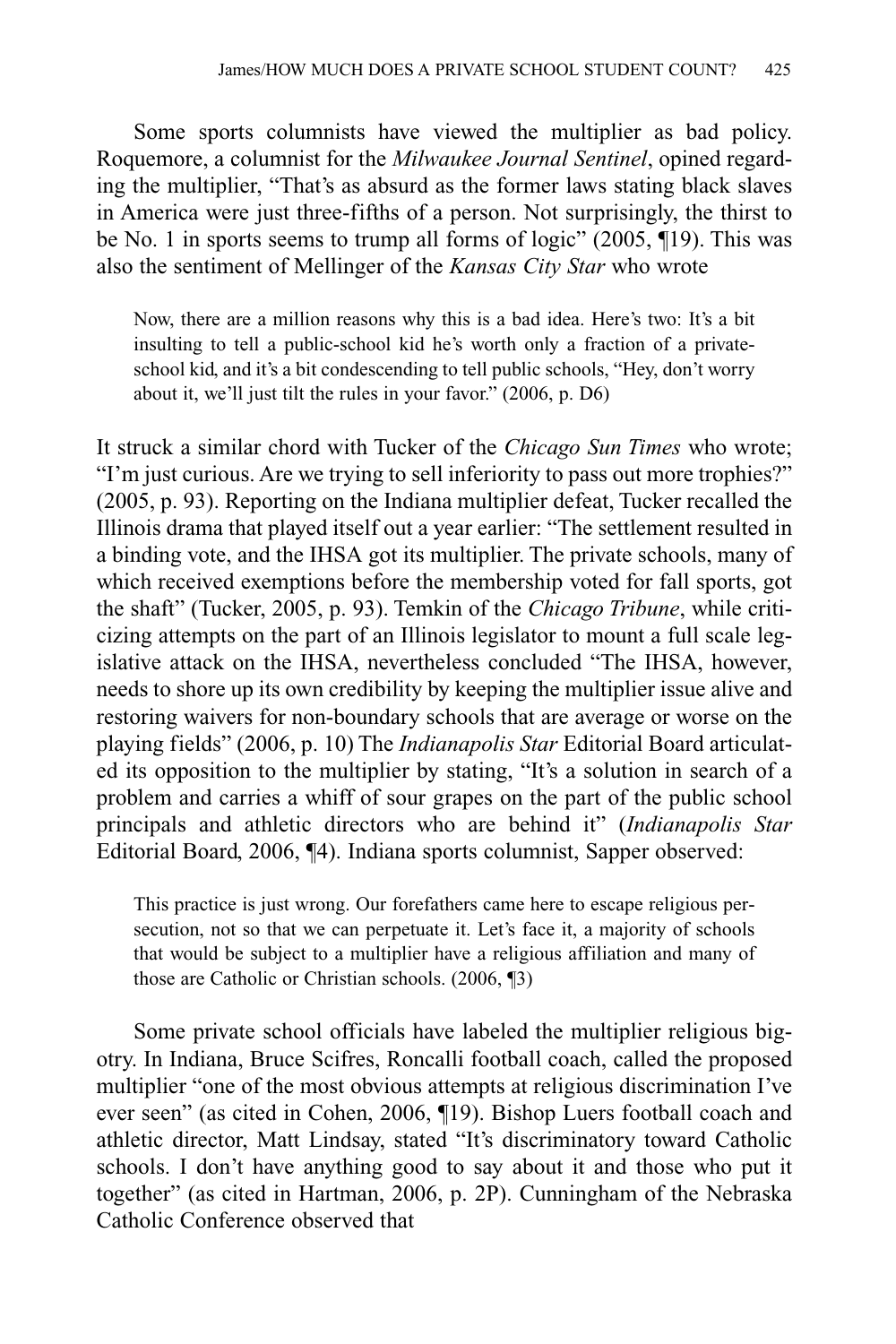Some sports columnists have viewed the multiplier as bad policy. Roquemore, a columnist for the *Milwaukee Journal Sentinel*, opined regarding the multiplier, "That's as absurd as the former laws stating black slaves in America were just three-fifths of a person. Not surprisingly, the thirst to be No. 1 in sports seems to trump all forms of logic" (2005, ¶19). This was also the sentiment of Mellinger of the *Kansas City Star* who wrote

> Now, there are a million reasons why this is a bad idea. Here's two: It's a bit insulting to tell a public-school kid he's worth only a fraction of a private-school kid, and it's a bit condescending to tell public schools, "Hey, don't worry about it, we'll just tilt the rules in your favor." (2006, p. D6)

It struck a similar chord with Tucker of the *Chicago Sun Times* who wrote; "I'm just curious. Are we trying to sell inferiority to pass out more trophies?" (2005, p. 93). Reporting on the Indiana multiplier defeat, Tucker recalled the Illinois drama that played itself out a year earlier: "The settlement resulted in a binding vote, and the IHSA got its multiplier. The private schools, many of which received exemptions before the membership voted for fall sports, got the shaft" (Tucker, 2005, p. 93). Temkin of the *Chicago Tribune*, while criticizing attempts on the part of an Illinois legislator to mount a full scale legislative attack on the IHSA, nevertheless concluded "The IHSA, however, needs to shore up its own credibility by keeping the multiplier issue alive and restoring waivers for non-boundary schools that are average or worse on the playing fields" (2006, p. 10) The *Indianapolis Star* Editorial Board articulated its opposition to the multiplier by stating, "It's a solution in search of a problem and carries a whiff of sour grapes on the part of the public school principals and athletic directors who are behind it" (*Indianapolis Star* Editorial Board, 2006, ¶4). Indiana sports columnist, Sapper observed:

> This practice is just wrong. Our forefathers came here to escape religious persecution, not so that we can perpetuate it. Let's face it, a majority of schools that would be subject to a multiplier have a religious affiliation and many of those are Catholic or Christian schools. (2006, ¶3)

Some private school officials have labeled the multiplier religious bigotry. In Indiana, Bruce Scifres, Roncalli football coach, called the proposed multiplier "one of the most obvious attempts at religious discrimination I've ever seen" (as cited in Cohen, 2006, ¶19). Bishop Luers football coach and athletic director, Matt Lindsay, stated "It's discriminatory toward Catholic schools. I don't have anything good to say about it and those who put it together" (as cited in Hartman, 2006, p. 2P). Cunningham of the Nebraska Catholic Conference observed that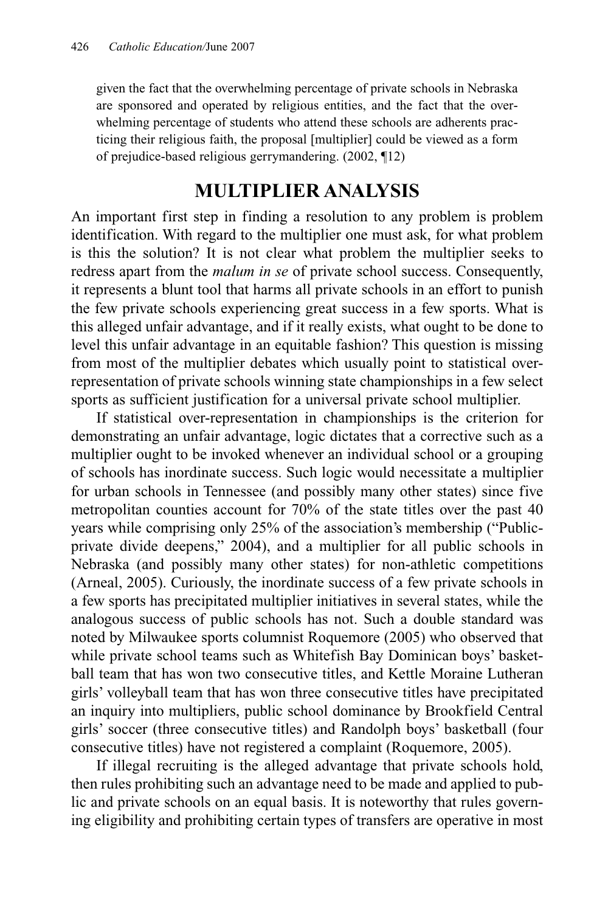> given the fact that the overwhelming percentage of private schools in Nebraska are sponsored and operated by religious entities, and the fact that the overwhelming percentage of students who attend these schools are adherents practicing their religious faith, the proposal [multiplier] could be viewed as a form of prejudice-based religious gerrymandering. (2002, ¶12)

## MULTIPLIER ANALYSIS

An important first step in finding a resolution to any problem is problem identification. With regard to the multiplier one must ask, for what problem is this the solution? It is not clear what problem the multiplier seeks to redress apart from the *malum in se* of private school success. Consequently, it represents a blunt tool that harms all private schools in an effort to punish the few private schools experiencing great success in a few sports. What is this alleged unfair advantage, and if it really exists, what ought to be done to level this unfair advantage in an equitable fashion? This question is missing from most of the multiplier debates which usually point to statistical over-representation of private schools winning state championships in a few select sports as sufficient justification for a universal private school multiplier.

If statistical over-representation in championships is the criterion for demonstrating an unfair advantage, logic dictates that a corrective such as a multiplier ought to be invoked whenever an individual school or a grouping of schools has inordinate success. Such logic would necessitate a multiplier for urban schools in Tennessee (and possibly many other states) since five metropolitan counties account for 70% of the state titles over the past 40 years while comprising only 25% of the association's membership ("Public-private divide deepens," 2004), and a multiplier for all public schools in Nebraska (and possibly many other states) for non-athletic competitions (Arneal, 2005). Curiously, the inordinate success of a few private schools in a few sports has precipitated multiplier initiatives in several states, while the analogous success of public schools has not. Such a double standard was noted by Milwaukee sports columnist Roquemore (2005) who observed that while private school teams such as Whitefish Bay Dominican boys' basketball team that has won two consecutive titles, and Kettle Moraine Lutheran girls' volleyball team that has won three consecutive titles have precipitated an inquiry into multipliers, public school dominance by Brookfield Central girls' soccer (three consecutive titles) and Randolph boys' basketball (four consecutive titles) have not registered a complaint (Roquemore, 2005).

If illegal recruiting is the alleged advantage that private schools hold, then rules prohibiting such an advantage need to be made and applied to public and private schools on an equal basis. It is noteworthy that rules governing eligibility and prohibiting certain types of transfers are operative in most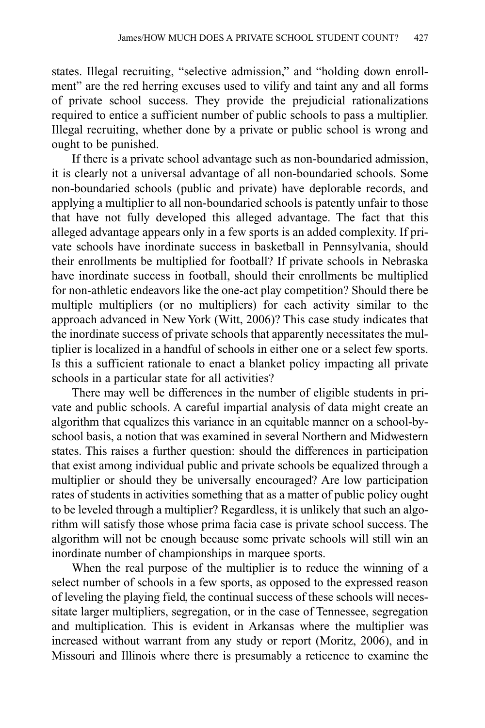states. Illegal recruiting, "selective admission," and "holding down enrollment" are the red herring excuses used to vilify and taint any and all forms of private school success. They provide the prejudicial rationalizations required to entice a sufficient number of public schools to pass a multiplier. Illegal recruiting, whether done by a private or public school is wrong and ought to be punished.

If there is a private school advantage such as non-boundaried admission, it is clearly not a universal advantage of all non-boundaried schools. Some non-boundaried schools (public and private) have deplorable records, and applying a multiplier to all non-boundaried schools is patently unfair to those that have not fully developed this alleged advantage. The fact that this alleged advantage appears only in a few sports is an added complexity. If private schools have inordinate success in basketball in Pennsylvania, should their enrollments be multiplied for football? If private schools in Nebraska have inordinate success in football, should their enrollments be multiplied for non-athletic endeavors like the one-act play competition? Should there be multiple multipliers (or no multipliers) for each activity similar to the approach advanced in New York (Witt, 2006)? This case study indicates that the inordinate success of private schools that apparently necessitates the multiplier is localized in a handful of schools in either one or a select few sports. Is this a sufficient rationale to enact a blanket policy impacting all private schools in a particular state for all activities?

There may well be differences in the number of eligible students in private and public schools. A careful impartial analysis of data might create an algorithm that equalizes this variance in an equitable manner on a school-by-school basis, a notion that was examined in several Northern and Midwestern states. This raises a further question: should the differences in participation that exist among individual public and private schools be equalized through a multiplier or should they be universally encouraged? Are low participation rates of students in activities something that as a matter of public policy ought to be leveled through a multiplier? Regardless, it is unlikely that such an algorithm will satisfy those whose prima facia case is private school success. The algorithm will not be enough because some private schools will still win an inordinate number of championships in marquee sports.

When the real purpose of the multiplier is to reduce the winning of a select number of schools in a few sports, as opposed to the expressed reason of leveling the playing field, the continual success of these schools will necessitate larger multipliers, segregation, or in the case of Tennessee, segregation and multiplication. This is evident in Arkansas where the multiplier was increased without warrant from any study or report (Moritz, 2006), and in Missouri and Illinois where there is presumably a reticence to examine the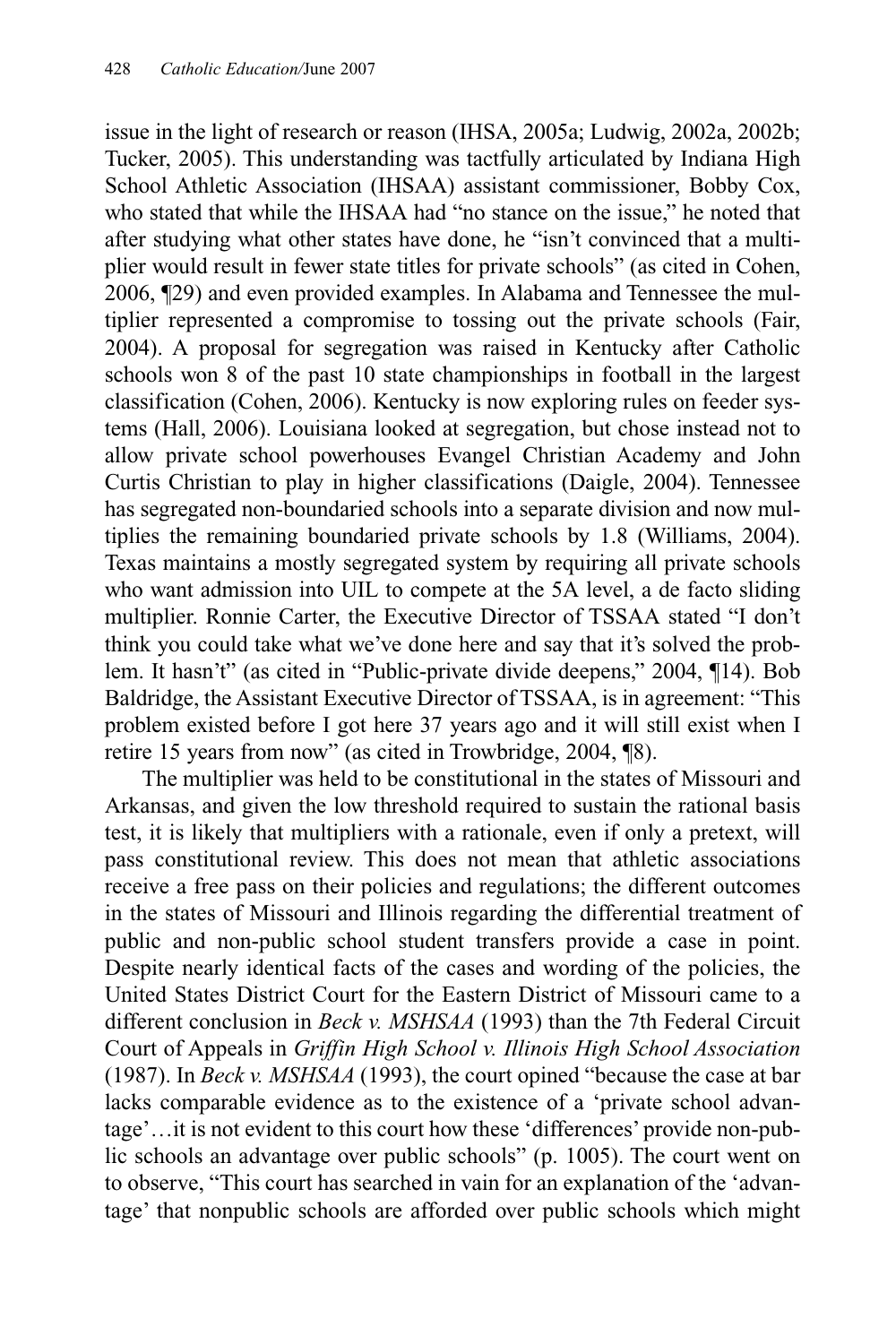issue in the light of research or reason (IHSA, 2005a; Ludwig, 2002a, 2002b; Tucker, 2005). This understanding was tactfully articulated by Indiana High School Athletic Association (IHSAA) assistant commissioner, Bobby Cox, who stated that while the IHSAA had "no stance on the issue," he noted that after studying what other states have done, he "isn't convinced that a multiplier would result in fewer state titles for private schools" (as cited in Cohen, 2006, ¶29) and even provided examples. In Alabama and Tennessee the multiplier represented a compromise to tossing out the private schools (Fair, 2004). A proposal for segregation was raised in Kentucky after Catholic schools won 8 of the past 10 state championships in football in the largest classification (Cohen, 2006). Kentucky is now exploring rules on feeder systems (Hall, 2006). Louisiana looked at segregation, but chose instead not to allow private school powerhouses Evangel Christian Academy and John Curtis Christian to play in higher classifications (Daigle, 2004). Tennessee has segregated non-boundaried schools into a separate division and now multiplies the remaining boundaried private schools by 1.8 (Williams, 2004). Texas maintains a mostly segregated system by requiring all private schools who want admission into UIL to compete at the 5A level, a de facto sliding multiplier. Ronnie Carter, the Executive Director of TSSAA stated "I don't think you could take what we've done here and say that it's solved the problem. It hasn't" (as cited in "Public-private divide deepens," 2004, ¶14). Bob Baldridge, the Assistant Executive Director of TSSAA, is in agreement: "This problem existed before I got here 37 years ago and it will still exist when I retire 15 years from now" (as cited in Trowbridge, 2004, ¶8).

The multiplier was held to be constitutional in the states of Missouri and Arkansas, and given the low threshold required to sustain the rational basis test, it is likely that multipliers with a rationale, even if only a pretext, will pass constitutional review. This does not mean that athletic associations receive a free pass on their policies and regulations; the different outcomes in the states of Missouri and Illinois regarding the differential treatment of public and non-public school student transfers provide a case in point. Despite nearly identical facts of the cases and wording of the policies, the United States District Court for the Eastern District of Missouri came to a different conclusion in *Beck v. MSHSAA* (1993) than the 7th Federal Circuit Court of Appeals in *Griffin High School v. Illinois High School Association* (1987). In *Beck v. MSHSAA* (1993), the court opined "because the case at bar lacks comparable evidence as to the existence of a 'private school advantage'…it is not evident to this court how these 'differences' provide non-public schools an advantage over public schools" (p. 1005). The court went on to observe, "This court has searched in vain for an explanation of the 'advantage' that nonpublic schools are afforded over public schools which might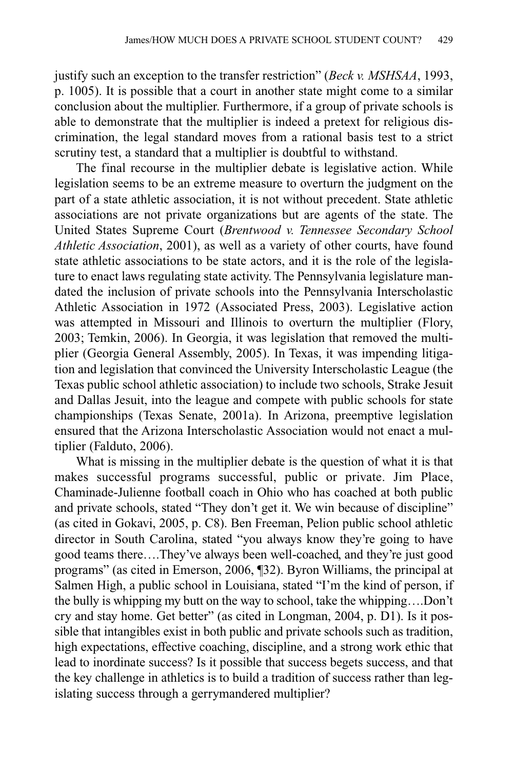justify such an exception to the transfer restriction" (*Beck v. MSHSAA*, 1993, p. 1005). It is possible that a court in another state might come to a similar conclusion about the multiplier. Furthermore, if a group of private schools is able to demonstrate that the multiplier is indeed a pretext for religious discrimination, the legal standard moves from a rational basis test to a strict scrutiny test, a standard that a multiplier is doubtful to withstand.

The final recourse in the multiplier debate is legislative action. While legislation seems to be an extreme measure to overturn the judgment on the part of a state athletic association, it is not without precedent. State athletic associations are not private organizations but are agents of the state. The United States Supreme Court (*Brentwood v. Tennessee Secondary School Athletic Association*, 2001), as well as a variety of other courts, have found state athletic associations to be state actors, and it is the role of the legislature to enact laws regulating state activity. The Pennsylvania legislature mandated the inclusion of private schools into the Pennsylvania Interscholastic Athletic Association in 1972 (Associated Press, 2003). Legislative action was attempted in Missouri and Illinois to overturn the multiplier (Flory, 2003; Temkin, 2006). In Georgia, it was legislation that removed the multiplier (Georgia General Assembly, 2005). In Texas, it was impending litigation and legislation that convinced the University Interscholastic League (the Texas public school athletic association) to include two schools, Strake Jesuit and Dallas Jesuit, into the league and compete with public schools for state championships (Texas Senate, 2001a). In Arizona, preemptive legislation ensured that the Arizona Interscholastic Association would not enact a multiplier (Falduto, 2006).

What is missing in the multiplier debate is the question of what it is that makes successful programs successful, public or private. Jim Place, Chaminade-Julienne football coach in Ohio who has coached at both public and private schools, stated "They don't get it. We win because of discipline" (as cited in Gokavi, 2005, p. C8). Ben Freeman, Pelion public school athletic director in South Carolina, stated "you always know they're going to have good teams there….They've always been well-coached, and they're just good programs" (as cited in Emerson, 2006, ¶32). Byron Williams, the principal at Salmen High, a public school in Louisiana, stated "I'm the kind of person, if the bully is whipping my butt on the way to school, take the whipping….Don't cry and stay home. Get better" (as cited in Longman, 2004, p. D1). Is it possible that intangibles exist in both public and private schools such as tradition, high expectations, effective coaching, discipline, and a strong work ethic that lead to inordinate success? Is it possible that success begets success, and that the key challenge in athletics is to build a tradition of success rather than legislating success through a gerrymandered multiplier?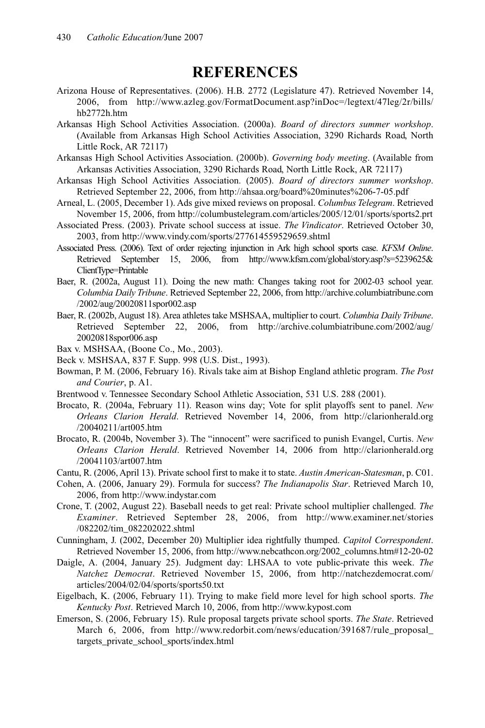# REFERENCES

Arizona House of Representatives. (2006). H.B. 2772 (Legislature 47). Retrieved November 14, 2006, from http://www.azleg.gov/FormatDocument.asp?inDoc=/legtext/47leg/2r/bills/hb2772h.htm

Arkansas High School Activities Association. (2000a). *Board of directors summer workshop*. (Available from Arkansas High School Activities Association, 3290 Richards Road, North Little Rock, AR 72117)

Arkansas High School Activities Association. (2000b). *Governing body meeting*. (Available from Arkansas Activities Association, 3290 Richards Road, North Little Rock, AR 72117)

Arkansas High School Activities Association. (2005). *Board of directors summer workshop*. Retrieved September 22, 2006, from http://ahsaa.org/board%20minutes%206-7-05.pdf

Arneal, L. (2005, December 1). Ads give mixed reviews on proposal. *Columbus Telegram*. Retrieved November 15, 2006, from http://columbustelegram.com/articles/2005/12/01/sports/sports2.prt

Associated Press. (2003). Private school success at issue. *The Vindicator*. Retrieved October 30, 2003, from http://www.vindy.com/sports/277614559529659.shtml

Associated Press. (2006). Text of order rejecting injunction in Ark high school sports case. *KFSM Online*. Retrieved September 15, 2006, from http://www.kfsm.com/global/story.asp?s=5239625&ClientType=Printable

Baer, R. (2002a, August 11). Doing the new math: Changes taking root for 2002-03 school year. *Columbia Daily Tribune*. Retrieved September 22, 2006, from http://archive.columbiatribune.com/2002/aug/20020811spor002.asp

Baer, R. (2002b, August 18). Area athletes take MSHSAA, multiplier to court. *Columbia Daily Tribune*. Retrieved September 22, 2006, from http://archive.columbiatribune.com/2002/aug/20020818spor006.asp

Bax v. MSHSAA, (Boone Co., Mo., 2003).

Beck v. MSHSAA, 837 F. Supp. 998 (U.S. Dist., 1993).

Bowman, P. M. (2006, February 16). Rivals take aim at Bishop England athletic program. *The Post and Courier*, p. A1.

Brentwood v. Tennessee Secondary School Athletic Association, 531 U.S. 288 (2001).

Brocato, R. (2004a, February 11). Reason wins day; Vote for split playoffs sent to panel. *New Orleans Clarion Herald*. Retrieved November 14, 2006, from http://clarionherald.org/20040211/art005.htm

Brocato, R. (2004b, November 3). The "innocent" were sacrificed to punish Evangel, Curtis. *New Orleans Clarion Herald*. Retrieved November 14, 2006 from http://clarionherald.org/20041103/art007.htm

Cantu, R. (2006, April 13). Private school first to make it to state. *Austin American-Statesman*, p. C01.

Cohen, A. (2006, January 29). Formula for success? *The Indianapolis Star*. Retrieved March 10, 2006, from http://www.indystar.com

Crone, T. (2002, August 22). Baseball needs to get real: Private school multiplier challenged. *The Examiner*. Retrieved September 28, 2006, from http://www.examiner.net/stories/082202/tim_082202022.shtml

Cunningham, J. (2002, December 20) Multiplier idea rightfully thumped. *Capitol Correspondent*. Retrieved November 15, 2006, from http://www.nebcathcon.org/2002_columns.htm#12-20-02

Daigle, A. (2004, January 25). Judgment day: LHSAA to vote public-private this week. *The Natchez Democrat*. Retrieved November 15, 2006, from http://natchezdemocrat.com/articles/2004/02/04/sports/sports50.txt

Eigelbach, K. (2006, February 11). Trying to make field more level for high school sports. *The Kentucky Post*. Retrieved March 10, 2006, from http://www.kypost.com

Emerson, S. (2006, February 15). Rule proposal targets private school sports. *The State*. Retrieved March 6, 2006, from http://www.redorbit.com/news/education/391687/rule_proposal_targets_private_school_sports/index.html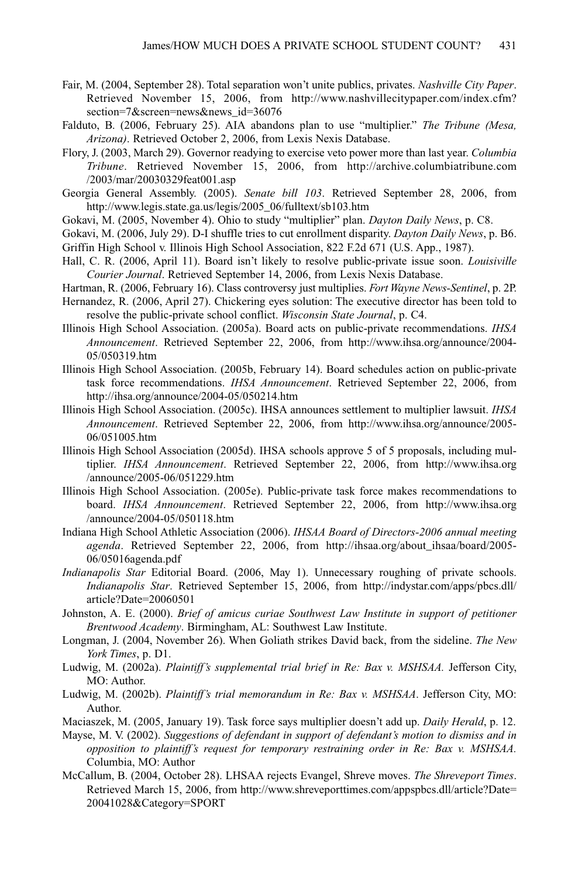Fair, M. (2004, September 28). Total separation won't unite publics, privates. *Nashville City Paper*. Retrieved November 15, 2006, from http://www.nashvillecitypaper.com/index.cfm?section=7&screen=news&news_id=36076

Falduto, B. (2006, February 25). AIA abandons plan to use "multiplier." *The Tribune (Mesa, Arizona)*. Retrieved October 2, 2006, from Lexis Nexis Database.

Flory, J. (2003, March 29). Governor readying to exercise veto power more than last year. *Columbia Tribune*. Retrieved November 15, 2006, from http://archive.columbiatribune.com/2003/mar/20030329feat001.asp

Georgia General Assembly. (2005). *Senate bill 103*. Retrieved September 28, 2006, from http://www.legis.state.ga.us/legis/2005_06/fulltext/sb103.htm

Gokavi, M. (2005, November 4). Ohio to study "multiplier" plan. *Dayton Daily News*, p. C8.

Gokavi, M. (2006, July 29). D-I shuffle tries to cut enrollment disparity. *Dayton Daily News*, p. B6.

Griffin High School v. Illinois High School Association, 822 F.2d 671 (U.S. App., 1987).

Hall, C. R. (2006, April 11). Board isn't likely to resolve public-private issue soon. *Louisiville Courier Journal*. Retrieved September 14, 2006, from Lexis Nexis Database.

Hartman, R. (2006, February 16). Class controversy just multiplies. *Fort Wayne News-Sentinel*, p. 2P.

Hernandez, R. (2006, April 27). Chickering eyes solution: The executive director has been told to resolve the public-private school conflict. *Wisconsin State Journal*, p. C4.

Illinois High School Association. (2005a). Board acts on public-private recommendations. *IHSA Announcement*. Retrieved September 22, 2006, from http://www.ihsa.org/announce/2004-05/050319.htm

Illinois High School Association. (2005b, February 14). Board schedules action on public-private task force recommendations. *IHSA Announcement*. Retrieved September 22, 2006, from http://ihsa.org/announce/2004-05/050214.htm

Illinois High School Association. (2005c). IHSA announces settlement to multiplier lawsuit. *IHSA Announcement*. Retrieved September 22, 2006, from http://www.ihsa.org/announce/2005-06/051005.htm

Illinois High School Association (2005d). IHSA schools approve 5 of 5 proposals, including multiplier. *IHSA Announcement*. Retrieved September 22, 2006, from http://www.ihsa.org/announce/2005-06/051229.htm

Illinois High School Association. (2005e). Public-private task force makes recommendations to board. *IHSA Announcement*. Retrieved September 22, 2006, from http://www.ihsa.org/announce/2004-05/050118.htm

Indiana High School Athletic Association (2006). *IHSAA Board of Directors-2006 annual meeting agenda*. Retrieved September 22, 2006, from http://ihsaa.org/about_ihsaa/board/2005-06/05016agenda.pdf

*Indianapolis Star* Editorial Board. (2006, May 1). Unnecessary roughing of private schools. *Indianapolis Star*. Retrieved September 15, 2006, from http://indystar.com/apps/pbcs.dll/article?Date=20060501

Johnston, A. E. (2000). *Brief of amicus curiae Southwest Law Institute in support of petitioner Brentwood Academy*. Birmingham, AL: Southwest Law Institute.

Longman, J. (2004, November 26). When Goliath strikes David back, from the sideline. *The New York Times*, p. D1.

Ludwig, M. (2002a). *Plaintiff's supplemental trial brief in Re: Bax v. MSHSAA*. Jefferson City, MO: Author.

Ludwig, M. (2002b). *Plaintiff's trial memorandum in Re: Bax v. MSHSAA*. Jefferson City, MO: Author.

Maciaszek, M. (2005, January 19). Task force says multiplier doesn't add up. *Daily Herald*, p. 12.

Mayse, M. V. (2002). *Suggestions of defendant in support of defendant's motion to dismiss and in opposition to plaintiff's request for temporary restraining order in Re: Bax v. MSHSAA*. Columbia, MO: Author

McCallum, B. (2004, October 28). LHSAA rejects Evangel, Shreve moves. *The Shreveport Times*. Retrieved March 15, 2006, from http://www.shreveporttimes.com/appspbcs.dll/article?Date=20041028&Category=SPORT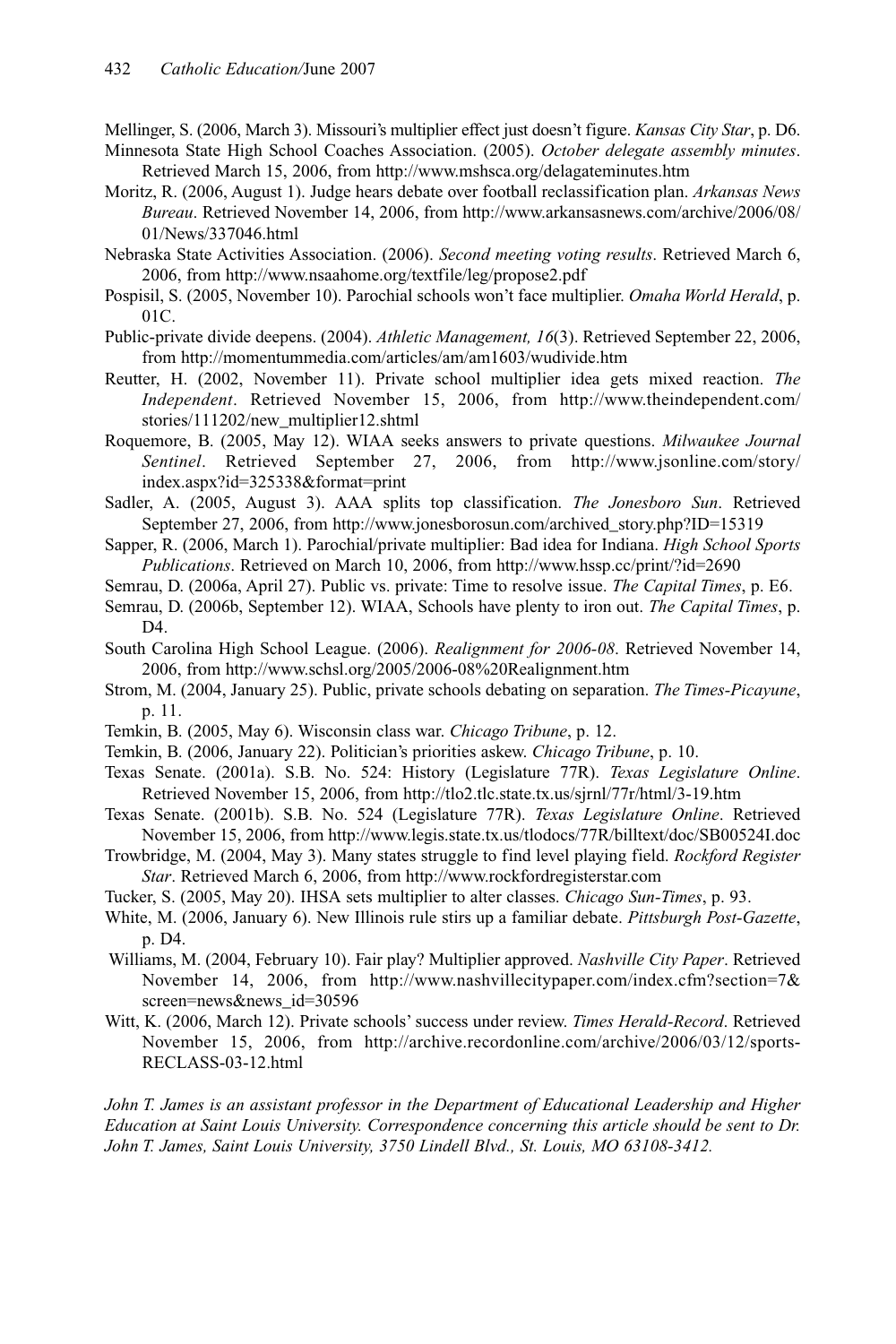Mellinger, S. (2006, March 3). Missouri's multiplier effect just doesn't figure. *Kansas City Star*, p. D6.

Minnesota State High School Coaches Association. (2005). *October delegate assembly minutes*. Retrieved March 15, 2006, from http://www.mshsca.org/delagateminutes.htm

Moritz, R. (2006, August 1). Judge hears debate over football reclassification plan. *Arkansas News Bureau*. Retrieved November 14, 2006, from http://www.arkansasnews.com/archive/2006/08/01/News/337046.html

Nebraska State Activities Association. (2006). *Second meeting voting results*. Retrieved March 6, 2006, from http://www.nsaahome.org/textfile/leg/propose2.pdf

Pospisil, S. (2005, November 10). Parochial schools won't face multiplier. *Omaha World Herald*, p. 01C.

Public-private divide deepens. (2004). *Athletic Management, 16*(3). Retrieved September 22, 2006, from http://momentummedia.com/articles/am/am1603/wudivide.htm

Reutter, H. (2002, November 11). Private school multiplier idea gets mixed reaction. *The Independent*. Retrieved November 15, 2006, from http://www.theindependent.com/stories/111202/new_multiplier12.shtml

Roquemore, B. (2005, May 12). WIAA seeks answers to private questions. *Milwaukee Journal Sentinel*. Retrieved September 27, 2006, from http://www.jsonline.com/story/index.aspx?id=325338&format=print

Sadler, A. (2005, August 3). AAA splits top classification. *The Jonesboro Sun*. Retrieved September 27, 2006, from http://www.jonesborosun.com/archived_story.php?ID=15319

Sapper, R. (2006, March 1). Parochial/private multiplier: Bad idea for Indiana. *High School Sports Publications*. Retrieved on March 10, 2006, from http://www.hssp.cc/print/?id=2690

Semrau, D. (2006a, April 27). Public vs. private: Time to resolve issue. *The Capital Times*, p. E6.

Semrau, D. (2006b, September 12). WIAA, Schools have plenty to iron out. *The Capital Times*, p. D4.

South Carolina High School League. (2006). *Realignment for 2006-08*. Retrieved November 14, 2006, from http://www.schsl.org/2005/2006-08%20Realignment.htm

Strom, M. (2004, January 25). Public, private schools debating on separation. *The Times-Picayune*, p. 11.

Temkin, B. (2005, May 6). Wisconsin class war. *Chicago Tribune*, p. 12.

Temkin, B. (2006, January 22). Politician's priorities askew. *Chicago Tribune*, p. 10.

Texas Senate. (2001a). S.B. No. 524: History (Legislature 77R). *Texas Legislature Online*. Retrieved November 15, 2006, from http://tlo2.tlc.state.tx.us/sjrnl/77r/html/3-19.htm

Texas Senate. (2001b). S.B. No. 524 (Legislature 77R). *Texas Legislature Online*. Retrieved November 15, 2006, from http://www.legis.state.tx.us/tlodocs/77R/billtext/doc/SB00524I.doc

Trowbridge, M. (2004, May 3). Many states struggle to find level playing field. *Rockford Register Star*. Retrieved March 6, 2006, from http://www.rockfordregisterstar.com

Tucker, S. (2005, May 20). IHSA sets multiplier to alter classes. *Chicago Sun-Times*, p. 93.

White, M. (2006, January 6). New Illinois rule stirs up a familiar debate. *Pittsburgh Post-Gazette*, p. D4.

Williams, M. (2004, February 10). Fair play? Multiplier approved. *Nashville City Paper*. Retrieved November 14, 2006, from http://www.nashvillecitypaper.com/index.cfm?section=7&screen=news&news_id=30596

Witt, K. (2006, March 12). Private schools' success under review. *Times Herald-Record*. Retrieved November 15, 2006, from http://archive.recordonline.com/archive/2006/03/12/sports-RECLASS-03-12.html

*John T. James is an assistant professor in the Department of Educational Leadership and Higher Education at Saint Louis University. Correspondence concerning this article should be sent to Dr. John T. James, Saint Louis University, 3750 Lindell Blvd., St. Louis, MO 63108-3412.*